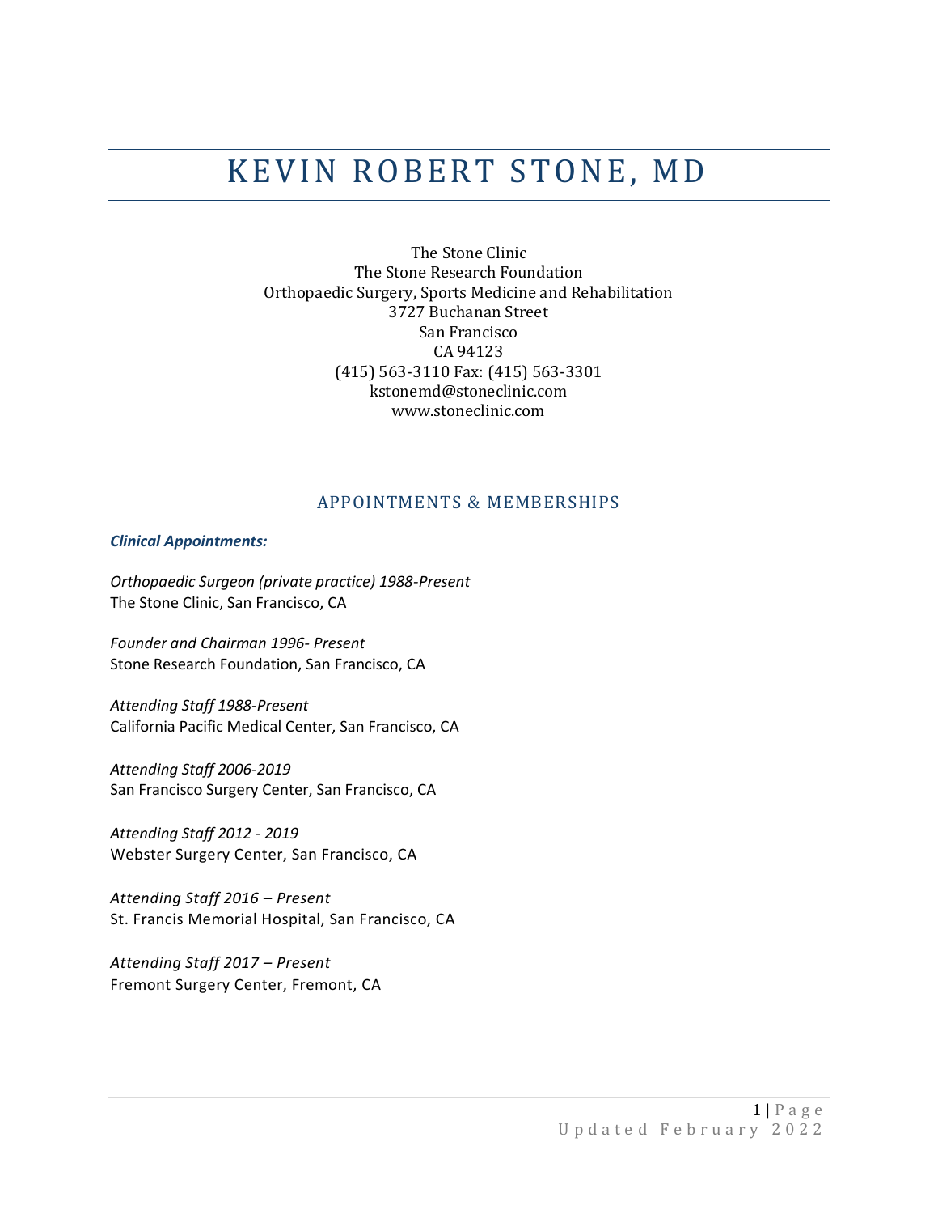# KEVIN ROBERT STONE, MD

The Stone Clinic
The Stone Research Foundation
Orthopaedic Surgery, Sports Medicine and Rehabilitation
3727 Buchanan Street
San Francisco
CA 94123
(415) 563-3110 Fax: (415) 563-3301
kstonemd@stoneclinic.com
www.stoneclinic.com

## APPOINTMENTS & MEMBERSHIPS

### *Clinical Appointments:*

*Orthopaedic Surgeon (private practice) 1988-Present*
The Stone Clinic, San Francisco, CA

*Founder and Chairman 1996- Present*
Stone Research Foundation, San Francisco, CA

*Attending Staff 1988-Present*
California Pacific Medical Center, San Francisco, CA

*Attending Staff 2006-2019*
San Francisco Surgery Center, San Francisco, CA

*Attending Staff 2012 - 2019*
Webster Surgery Center, San Francisco, CA

*Attending Staff 2016 – Present*
St. Francis Memorial Hospital, San Francisco, CA

*Attending Staff 2017 – Present*
Fremont Surgery Center, Fremont, CA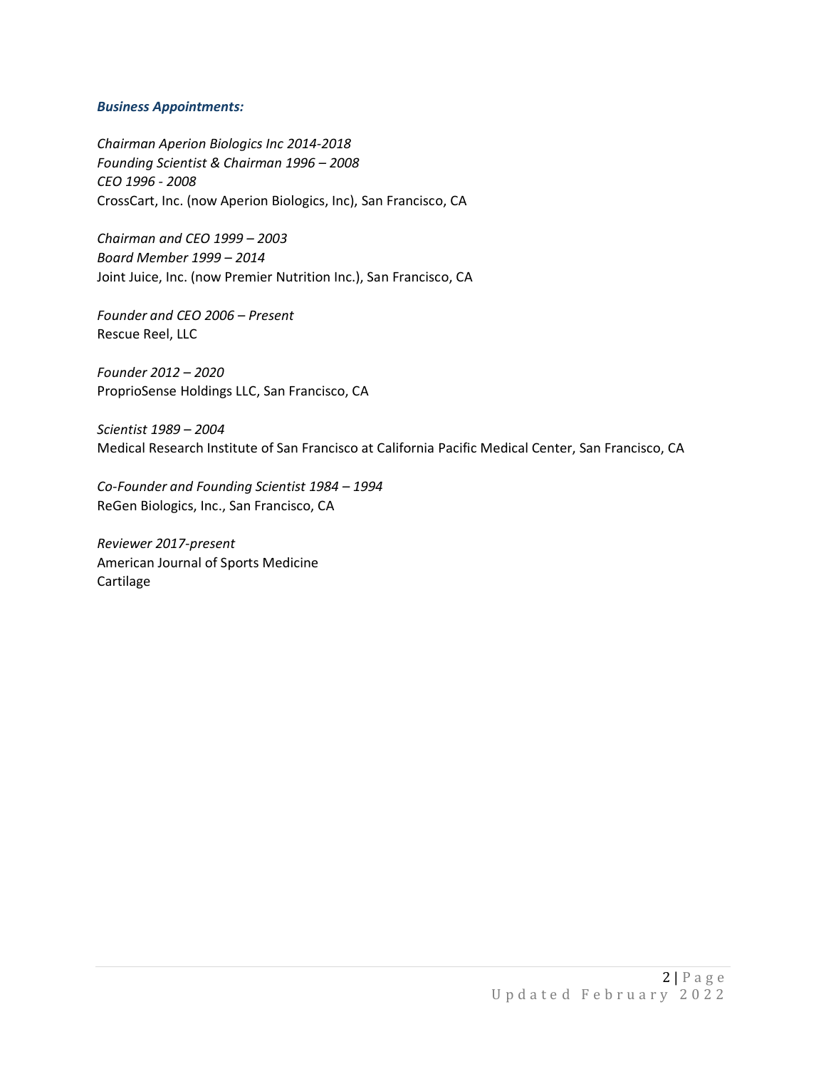### *Business Appointments:*

*Chairman Aperion Biologics Inc 2014-2018*
*Founding Scientist & Chairman 1996 – 2008*
*CEO 1996 - 2008*
CrossCart, Inc. (now Aperion Biologics, Inc), San Francisco, CA

*Chairman and CEO 1999 – 2003*
*Board Member 1999 – 2014*
Joint Juice, Inc. (now Premier Nutrition Inc.), San Francisco, CA

*Founder and CEO 2006 – Present*
Rescue Reel, LLC

*Founder 2012 – 2020*
ProprioSense Holdings LLC, San Francisco, CA

*Scientist 1989 – 2004*
Medical Research Institute of San Francisco at California Pacific Medical Center, San Francisco, CA

*Co-Founder and Founding Scientist 1984 – 1994*
ReGen Biologics, Inc., San Francisco, CA

*Reviewer 2017-present*
American Journal of Sports Medicine
Cartilage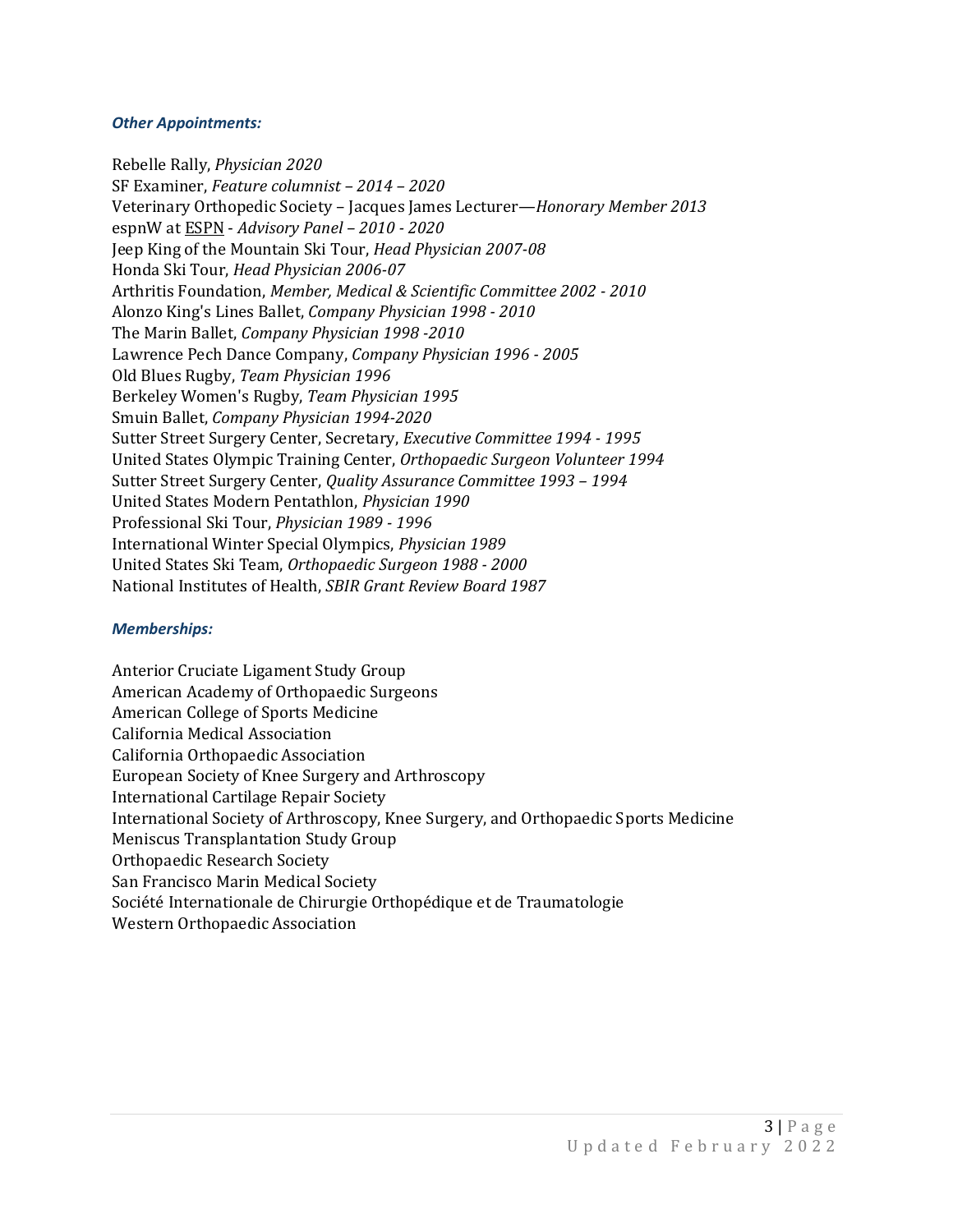### *Other Appointments:*

Rebelle Rally, *Physician 2020*
SF Examiner, *Feature columnist – 2014 – 2020*
Veterinary Orthopedic Society – Jacques James Lecturer—*Honorary Member 2013*
espnW at ESPN - *Advisory Panel – 2010 - 2020*
Jeep King of the Mountain Ski Tour, *Head Physician 2007-08*
Honda Ski Tour, *Head Physician 2006-07*
Arthritis Foundation, *Member, Medical & Scientific Committee 2002 - 2010*
Alonzo King's Lines Ballet, *Company Physician 1998 - 2010*
The Marin Ballet, *Company Physician 1998 -2010*
Lawrence Pech Dance Company, *Company Physician 1996 - 2005*
Old Blues Rugby, *Team Physician 1996*
Berkeley Women's Rugby, *Team Physician 1995*
Smuin Ballet, *Company Physician 1994-2020*
Sutter Street Surgery Center, Secretary, *Executive Committee 1994 - 1995*
United States Olympic Training Center, *Orthopaedic Surgeon Volunteer 1994*
Sutter Street Surgery Center, *Quality Assurance Committee 1993 – 1994*
United States Modern Pentathlon, *Physician 1990*
Professional Ski Tour, *Physician 1989 - 1996*
International Winter Special Olympics, *Physician 1989*
United States Ski Team, *Orthopaedic Surgeon 1988 - 2000*
National Institutes of Health, *SBIR Grant Review Board 1987*

### *Memberships:*

Anterior Cruciate Ligament Study Group
American Academy of Orthopaedic Surgeons
American College of Sports Medicine
California Medical Association
California Orthopaedic Association
European Society of Knee Surgery and Arthroscopy
International Cartilage Repair Society
International Society of Arthroscopy, Knee Surgery, and Orthopaedic Sports Medicine
Meniscus Transplantation Study Group
Orthopaedic Research Society
San Francisco Marin Medical Society
Société Internationale de Chirurgie Orthopédique et de Traumatologie
Western Orthopaedic Association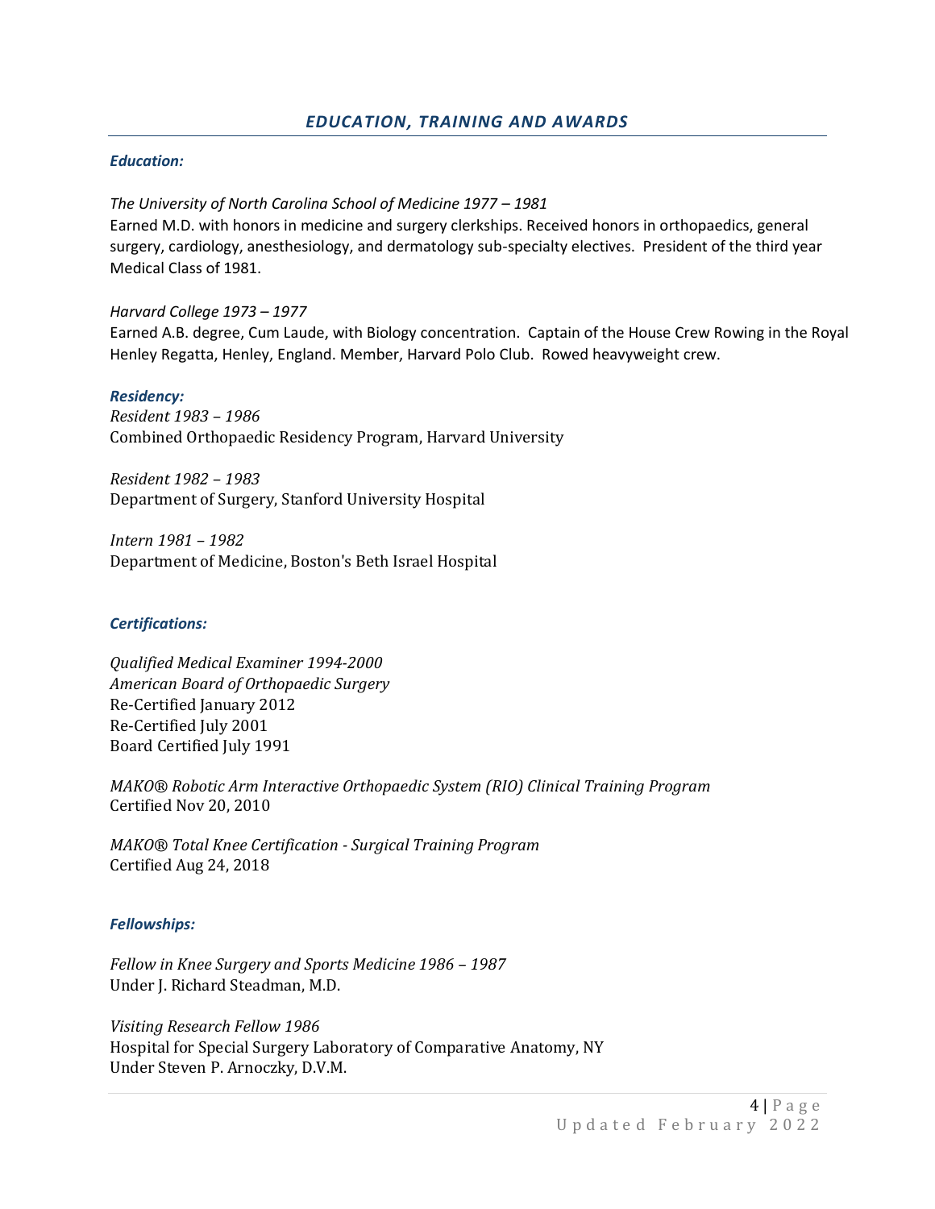## *EDUCATION, TRAINING AND AWARDS*

### *Education:*

*The University of North Carolina School of Medicine 1977 – 1981*
Earned M.D. with honors in medicine and surgery clerkships. Received honors in orthopaedics, general surgery, cardiology, anesthesiology, and dermatology sub-specialty electives. President of the third year Medical Class of 1981.

*Harvard College 1973 – 1977*
Earned A.B. degree, Cum Laude, with Biology concentration. Captain of the House Crew Rowing in the Royal Henley Regatta, Henley, England. Member, Harvard Polo Club. Rowed heavyweight crew.

### *Residency:*

*Resident 1983 – 1986*
Combined Orthopaedic Residency Program, Harvard University

*Resident 1982 – 1983*
Department of Surgery, Stanford University Hospital

*Intern 1981 – 1982*
Department of Medicine, Boston's Beth Israel Hospital

### *Certifications:*

*Qualified Medical Examiner 1994-2000*
*American Board of Orthopaedic Surgery*
Re-Certified January 2012
Re-Certified July 2001
Board Certified July 1991

*MAKO® Robotic Arm Interactive Orthopaedic System (RIO) Clinical Training Program*
Certified Nov 20, 2010

*MAKO® Total Knee Certification - Surgical Training Program*
Certified Aug 24, 2018

### *Fellowships:*

*Fellow in Knee Surgery and Sports Medicine 1986 – 1987*
Under J. Richard Steadman, M.D.

*Visiting Research Fellow 1986*
Hospital for Special Surgery Laboratory of Comparative Anatomy, NY
Under Steven P. Arnoczky, D.V.M.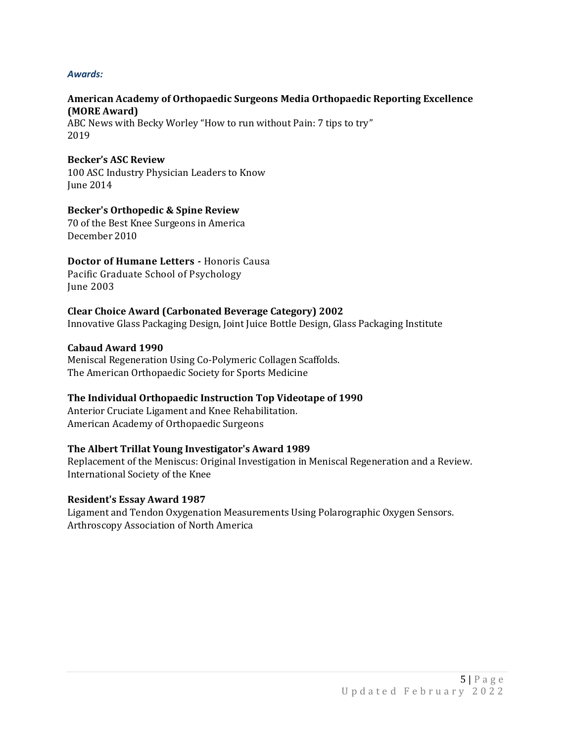### *Awards:*

**American Academy of Orthopaedic Surgeons Media Orthopaedic Reporting Excellence (MORE Award)**
ABC News with Becky Worley "How to run without Pain: 7 tips to try"
2019

**Becker's ASC Review**
100 ASC Industry Physician Leaders to Know
June 2014

**Becker's Orthopedic & Spine Review**
70 of the Best Knee Surgeons in America
December 2010

**Doctor of Humane Letters -** Honoris Causa
Pacific Graduate School of Psychology
June 2003

**Clear Choice Award (Carbonated Beverage Category) 2002**
Innovative Glass Packaging Design, Joint Juice Bottle Design, Glass Packaging Institute

**Cabaud Award 1990**
Meniscal Regeneration Using Co-Polymeric Collagen Scaffolds.
The American Orthopaedic Society for Sports Medicine

**The Individual Orthopaedic Instruction Top Videotape of 1990**
Anterior Cruciate Ligament and Knee Rehabilitation.
American Academy of Orthopaedic Surgeons

**The Albert Trillat Young Investigator's Award 1989**
Replacement of the Meniscus: Original Investigation in Meniscal Regeneration and a Review.
International Society of the Knee

**Resident's Essay Award 1987**
Ligament and Tendon Oxygenation Measurements Using Polarographic Oxygen Sensors.
Arthroscopy Association of North America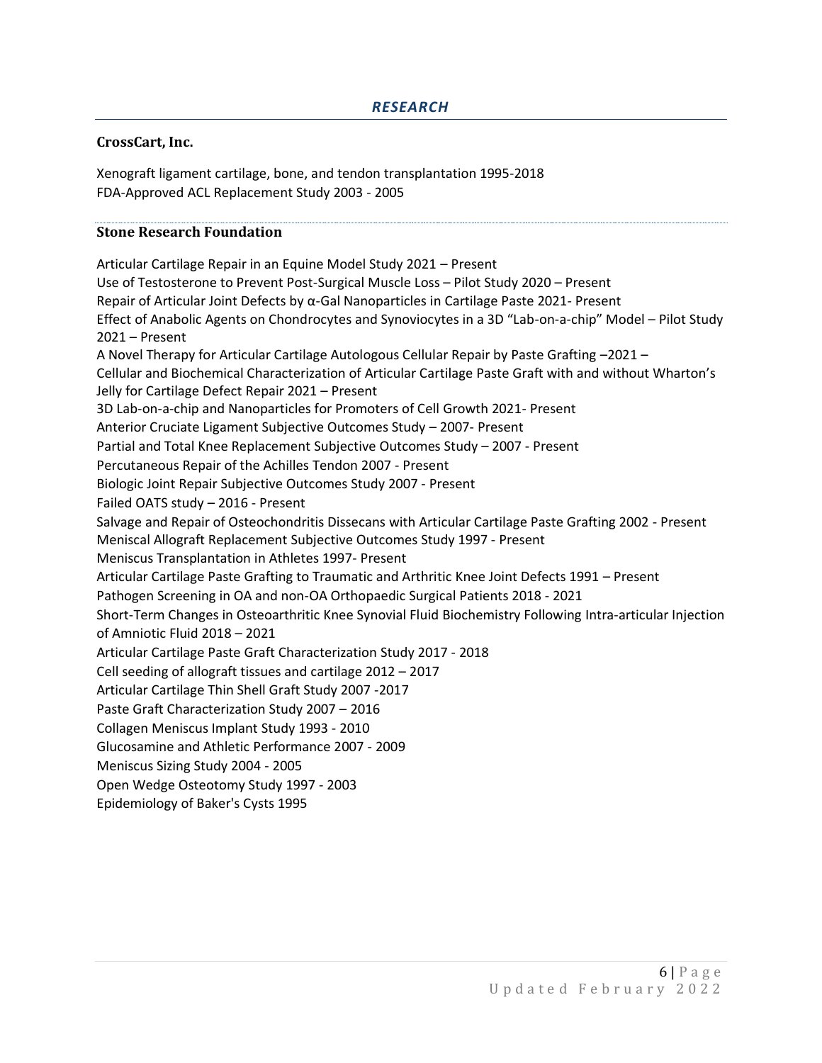## *RESEARCH*

### CrossCart, Inc.

Xenograft ligament cartilage, bone, and tendon transplantation 1995-2018
FDA-Approved ACL Replacement Study 2003 - 2005

### Stone Research Foundation

Articular Cartilage Repair in an Equine Model Study 2021 – Present
Use of Testosterone to Prevent Post-Surgical Muscle Loss – Pilot Study 2020 – Present
Repair of Articular Joint Defects by α-Gal Nanoparticles in Cartilage Paste 2021- Present
Effect of Anabolic Agents on Chondrocytes and Synoviocytes in a 3D "Lab-on-a-chip" Model – Pilot Study 2021 – Present
A Novel Therapy for Articular Cartilage Autologous Cellular Repair by Paste Grafting –2021 –
Cellular and Biochemical Characterization of Articular Cartilage Paste Graft with and without Wharton's Jelly for Cartilage Defect Repair 2021 – Present
3D Lab-on-a-chip and Nanoparticles for Promoters of Cell Growth 2021- Present
Anterior Cruciate Ligament Subjective Outcomes Study – 2007- Present
Partial and Total Knee Replacement Subjective Outcomes Study – 2007 - Present
Percutaneous Repair of the Achilles Tendon 2007 - Present
Biologic Joint Repair Subjective Outcomes Study 2007 - Present
Failed OATS study – 2016 - Present
Salvage and Repair of Osteochondritis Dissecans with Articular Cartilage Paste Grafting 2002 - Present
Meniscal Allograft Replacement Subjective Outcomes Study 1997 - Present
Meniscus Transplantation in Athletes 1997- Present
Articular Cartilage Paste Grafting to Traumatic and Arthritic Knee Joint Defects 1991 – Present
Pathogen Screening in OA and non-OA Orthopaedic Surgical Patients 2018 - 2021
Short-Term Changes in Osteoarthritic Knee Synovial Fluid Biochemistry Following Intra-articular Injection of Amniotic Fluid 2018 – 2021
Articular Cartilage Paste Graft Characterization Study 2017 - 2018
Cell seeding of allograft tissues and cartilage 2012 – 2017
Articular Cartilage Thin Shell Graft Study 2007 -2017
Paste Graft Characterization Study 2007 – 2016
Collagen Meniscus Implant Study 1993 - 2010
Glucosamine and Athletic Performance 2007 - 2009
Meniscus Sizing Study 2004 - 2005
Open Wedge Osteotomy Study 1997 - 2003
Epidemiology of Baker's Cysts 1995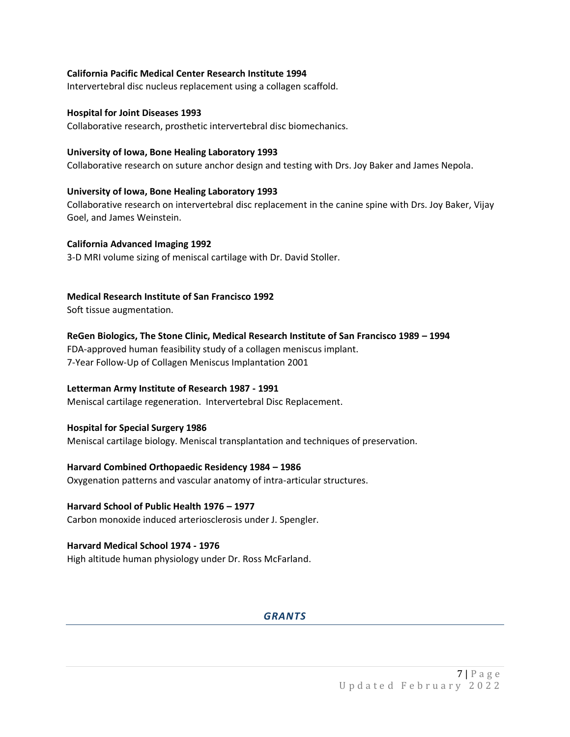**California Pacific Medical Center Research Institute 1994**
Intervertebral disc nucleus replacement using a collagen scaffold.

**Hospital for Joint Diseases 1993**
Collaborative research, prosthetic intervertebral disc biomechanics.

**University of Iowa, Bone Healing Laboratory 1993**
Collaborative research on suture anchor design and testing with Drs. Joy Baker and James Nepola.

**University of Iowa, Bone Healing Laboratory 1993**
Collaborative research on intervertebral disc replacement in the canine spine with Drs. Joy Baker, Vijay Goel, and James Weinstein.

**California Advanced Imaging 1992**
3-D MRI volume sizing of meniscal cartilage with Dr. David Stoller.

**Medical Research Institute of San Francisco 1992**
Soft tissue augmentation.

**ReGen Biologics, The Stone Clinic, Medical Research Institute of San Francisco 1989 – 1994**
FDA-approved human feasibility study of a collagen meniscus implant.
7-Year Follow-Up of Collagen Meniscus Implantation 2001

**Letterman Army Institute of Research 1987 - 1991**
Meniscal cartilage regeneration. Intervertebral Disc Replacement.

**Hospital for Special Surgery 1986**
Meniscal cartilage biology. Meniscal transplantation and techniques of preservation.

**Harvard Combined Orthopaedic Residency 1984 – 1986**
Oxygenation patterns and vascular anatomy of intra-articular structures.

**Harvard School of Public Health 1976 – 1977**
Carbon monoxide induced arteriosclerosis under J. Spengler.

**Harvard Medical School 1974 - 1976**
High altitude human physiology under Dr. Ross McFarland.

## *GRANTS*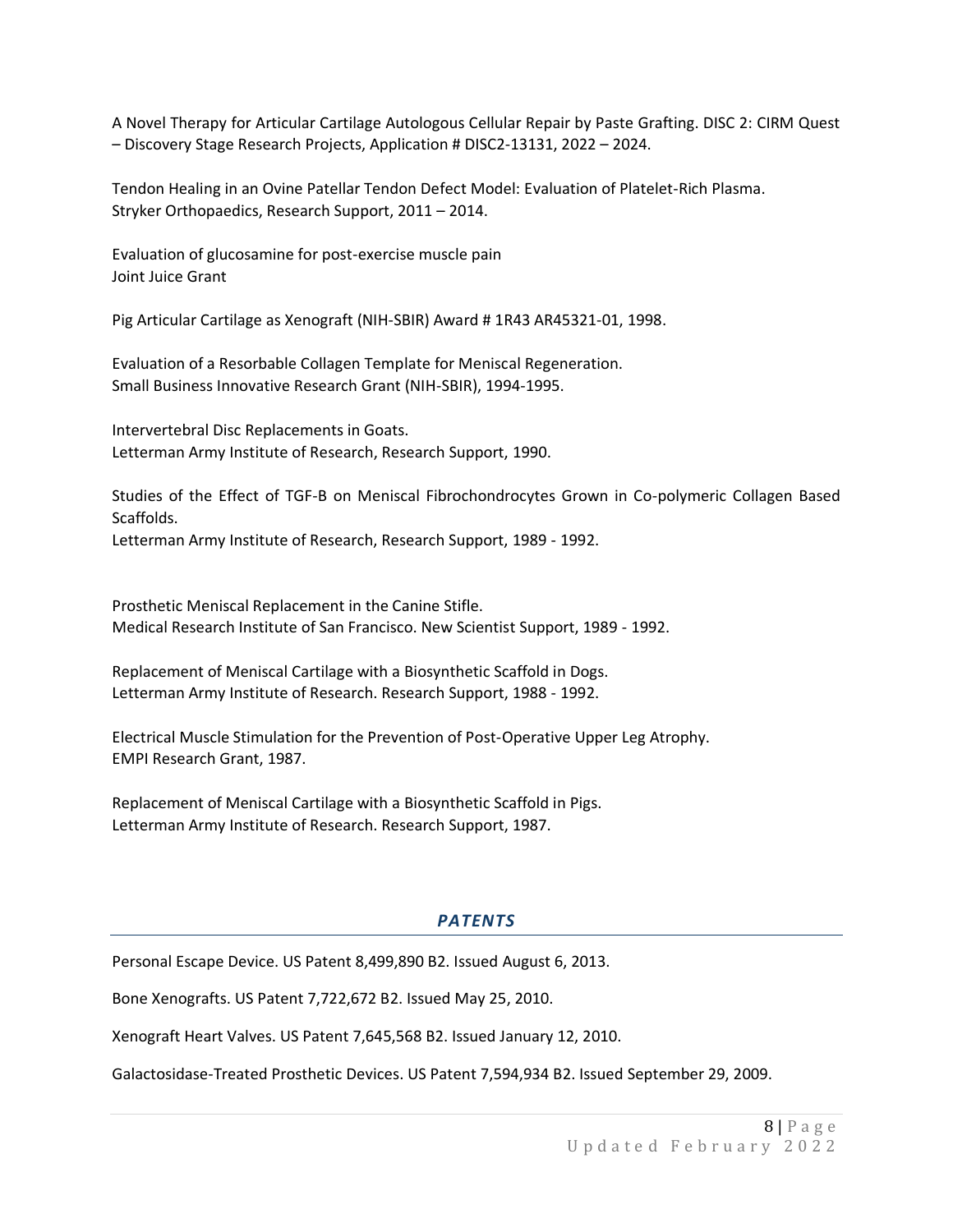A Novel Therapy for Articular Cartilage Autologous Cellular Repair by Paste Grafting. DISC 2: CIRM Quest – Discovery Stage Research Projects, Application # DISC2-13131, 2022 – 2024.

Tendon Healing in an Ovine Patellar Tendon Defect Model: Evaluation of Platelet-Rich Plasma.
Stryker Orthopaedics, Research Support, 2011 – 2014.

Evaluation of glucosamine for post-exercise muscle pain
Joint Juice Grant

Pig Articular Cartilage as Xenograft (NIH-SBIR) Award # 1R43 AR45321-01, 1998.

Evaluation of a Resorbable Collagen Template for Meniscal Regeneration.
Small Business Innovative Research Grant (NIH-SBIR), 1994-1995.

Intervertebral Disc Replacements in Goats.
Letterman Army Institute of Research, Research Support, 1990.

Studies of the Effect of TGF-B on Meniscal Fibrochondrocytes Grown in Co-polymeric Collagen Based Scaffolds.
Letterman Army Institute of Research, Research Support, 1989 - 1992.

Prosthetic Meniscal Replacement in the Canine Stifle.
Medical Research Institute of San Francisco. New Scientist Support, 1989 - 1992.

Replacement of Meniscal Cartilage with a Biosynthetic Scaffold in Dogs.
Letterman Army Institute of Research. Research Support, 1988 - 1992.

Electrical Muscle Stimulation for the Prevention of Post-Operative Upper Leg Atrophy.
EMPI Research Grant, 1987.

Replacement of Meniscal Cartilage with a Biosynthetic Scaffold in Pigs.
Letterman Army Institute of Research. Research Support, 1987.

## *PATENTS*

Personal Escape Device. US Patent 8,499,890 B2. Issued August 6, 2013.

Bone Xenografts. US Patent 7,722,672 B2. Issued May 25, 2010.

Xenograft Heart Valves. US Patent 7,645,568 B2. Issued January 12, 2010.

Galactosidase-Treated Prosthetic Devices. US Patent 7,594,934 B2. Issued September 29, 2009.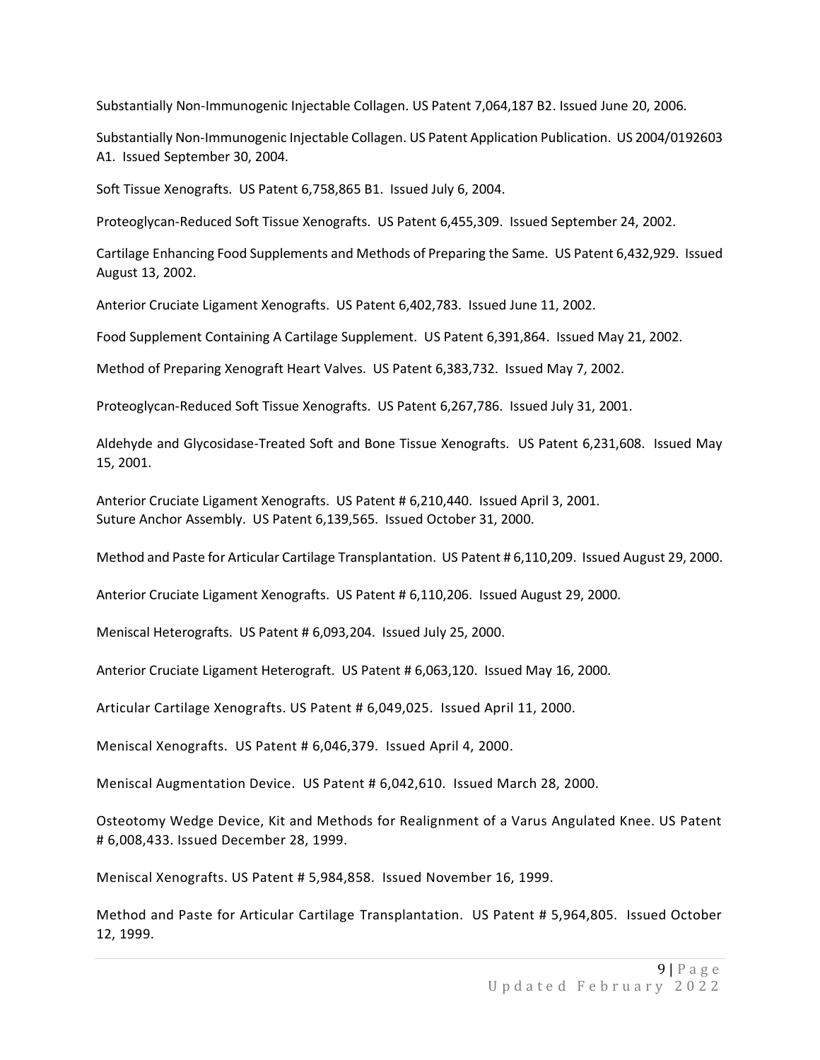Substantially Non-Immunogenic Injectable Collagen. US Patent 7,064,187 B2. Issued June 20, 2006.

Substantially Non-Immunogenic Injectable Collagen. US Patent Application Publication. US 2004/0192603 A1. Issued September 30, 2004.

Soft Tissue Xenografts. US Patent 6,758,865 B1. Issued July 6, 2004.

Proteoglycan-Reduced Soft Tissue Xenografts. US Patent 6,455,309. Issued September 24, 2002.

Cartilage Enhancing Food Supplements and Methods of Preparing the Same. US Patent 6,432,929. Issued August 13, 2002.

Anterior Cruciate Ligament Xenografts. US Patent 6,402,783. Issued June 11, 2002.

Food Supplement Containing A Cartilage Supplement. US Patent 6,391,864. Issued May 21, 2002.

Method of Preparing Xenograft Heart Valves. US Patent 6,383,732. Issued May 7, 2002.

Proteoglycan-Reduced Soft Tissue Xenografts. US Patent 6,267,786. Issued July 31, 2001.

Aldehyde and Glycosidase-Treated Soft and Bone Tissue Xenografts. US Patent 6,231,608. Issued May 15, 2001.

Anterior Cruciate Ligament Xenografts. US Patent # 6,210,440. Issued April 3, 2001.
Suture Anchor Assembly. US Patent 6,139,565. Issued October 31, 2000.

Method and Paste for Articular Cartilage Transplantation. US Patent # 6,110,209. Issued August 29, 2000.

Anterior Cruciate Ligament Xenografts. US Patent # 6,110,206. Issued August 29, 2000.

Meniscal Heterografts. US Patent # 6,093,204. Issued July 25, 2000.

Anterior Cruciate Ligament Heterograft. US Patent # 6,063,120. Issued May 16, 2000.

Articular Cartilage Xenografts. US Patent # 6,049,025. Issued April 11, 2000.

Meniscal Xenografts. US Patent # 6,046,379. Issued April 4, 2000.

Meniscal Augmentation Device. US Patent # 6,042,610. Issued March 28, 2000.

Osteotomy Wedge Device, Kit and Methods for Realignment of a Varus Angulated Knee. US Patent # 6,008,433. Issued December 28, 1999.

Meniscal Xenografts. US Patent # 5,984,858. Issued November 16, 1999.

Method and Paste for Articular Cartilage Transplantation. US Patent # 5,964,805. Issued October 12, 1999.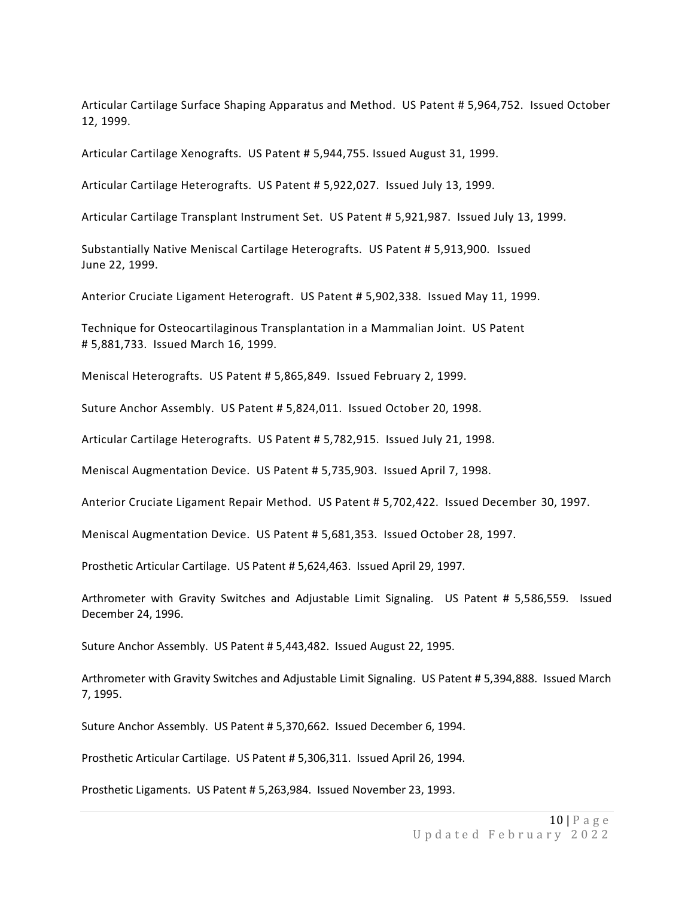Articular Cartilage Surface Shaping Apparatus and Method. US Patent # 5,964,752. Issued October 12, 1999.

Articular Cartilage Xenografts. US Patent # 5,944,755. Issued August 31, 1999.

Articular Cartilage Heterografts. US Patent # 5,922,027. Issued July 13, 1999.

Articular Cartilage Transplant Instrument Set. US Patent # 5,921,987. Issued July 13, 1999.

Substantially Native Meniscal Cartilage Heterografts. US Patent # 5,913,900. Issued June 22, 1999.

Anterior Cruciate Ligament Heterograft. US Patent # 5,902,338. Issued May 11, 1999.

Technique for Osteocartilaginous Transplantation in a Mammalian Joint. US Patent # 5,881,733. Issued March 16, 1999.

Meniscal Heterografts. US Patent # 5,865,849. Issued February 2, 1999.

Suture Anchor Assembly. US Patent # 5,824,011. Issued October 20, 1998.

Articular Cartilage Heterografts. US Patent # 5,782,915. Issued July 21, 1998.

Meniscal Augmentation Device. US Patent # 5,735,903. Issued April 7, 1998.

Anterior Cruciate Ligament Repair Method. US Patent # 5,702,422. Issued December 30, 1997.

Meniscal Augmentation Device. US Patent # 5,681,353. Issued October 28, 1997.

Prosthetic Articular Cartilage. US Patent # 5,624,463. Issued April 29, 1997.

Arthrometer with Gravity Switches and Adjustable Limit Signaling. US Patent # 5,586,559. Issued December 24, 1996.

Suture Anchor Assembly. US Patent # 5,443,482. Issued August 22, 1995.

Arthrometer with Gravity Switches and Adjustable Limit Signaling. US Patent # 5,394,888. Issued March 7, 1995.

Suture Anchor Assembly. US Patent # 5,370,662. Issued December 6, 1994.

Prosthetic Articular Cartilage. US Patent # 5,306,311. Issued April 26, 1994.

Prosthetic Ligaments. US Patent # 5,263,984. Issued November 23, 1993.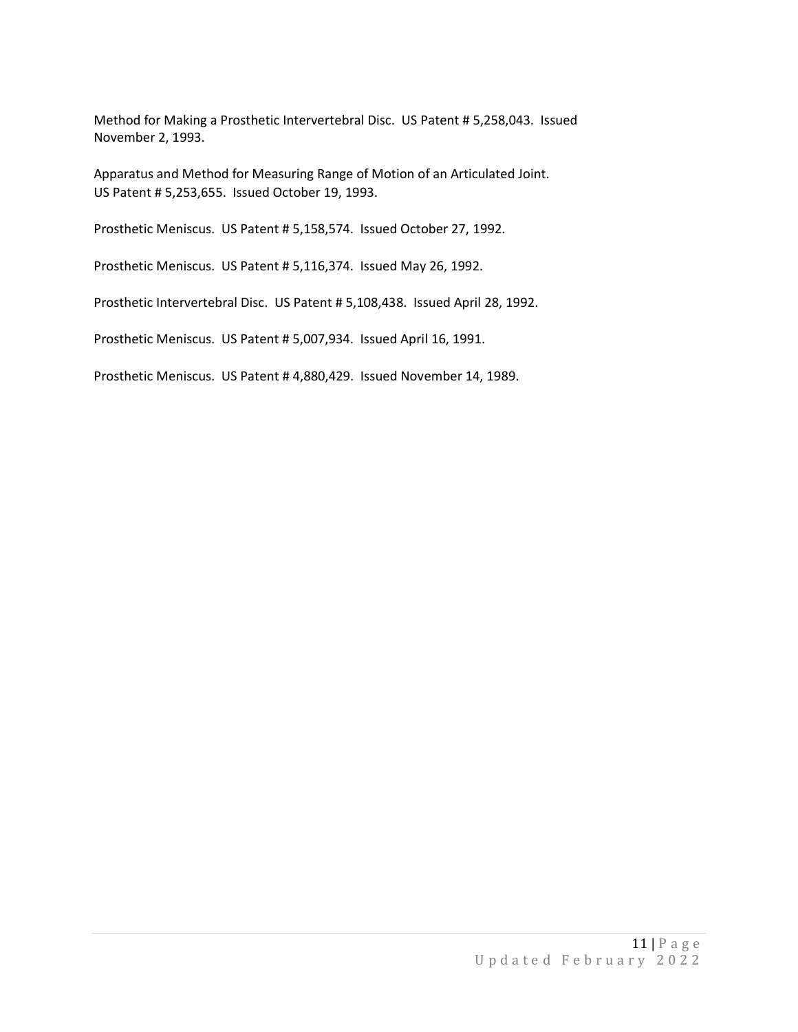Method for Making a Prosthetic Intervertebral Disc. US Patent # 5,258,043. Issued November 2, 1993.

Apparatus and Method for Measuring Range of Motion of an Articulated Joint. US Patent # 5,253,655. Issued October 19, 1993.

Prosthetic Meniscus. US Patent # 5,158,574. Issued October 27, 1992.

Prosthetic Meniscus. US Patent # 5,116,374. Issued May 26, 1992.

Prosthetic Intervertebral Disc. US Patent # 5,108,438. Issued April 28, 1992.

Prosthetic Meniscus. US Patent # 5,007,934. Issued April 16, 1991.

Prosthetic Meniscus. US Patent # 4,880,429. Issued November 14, 1989.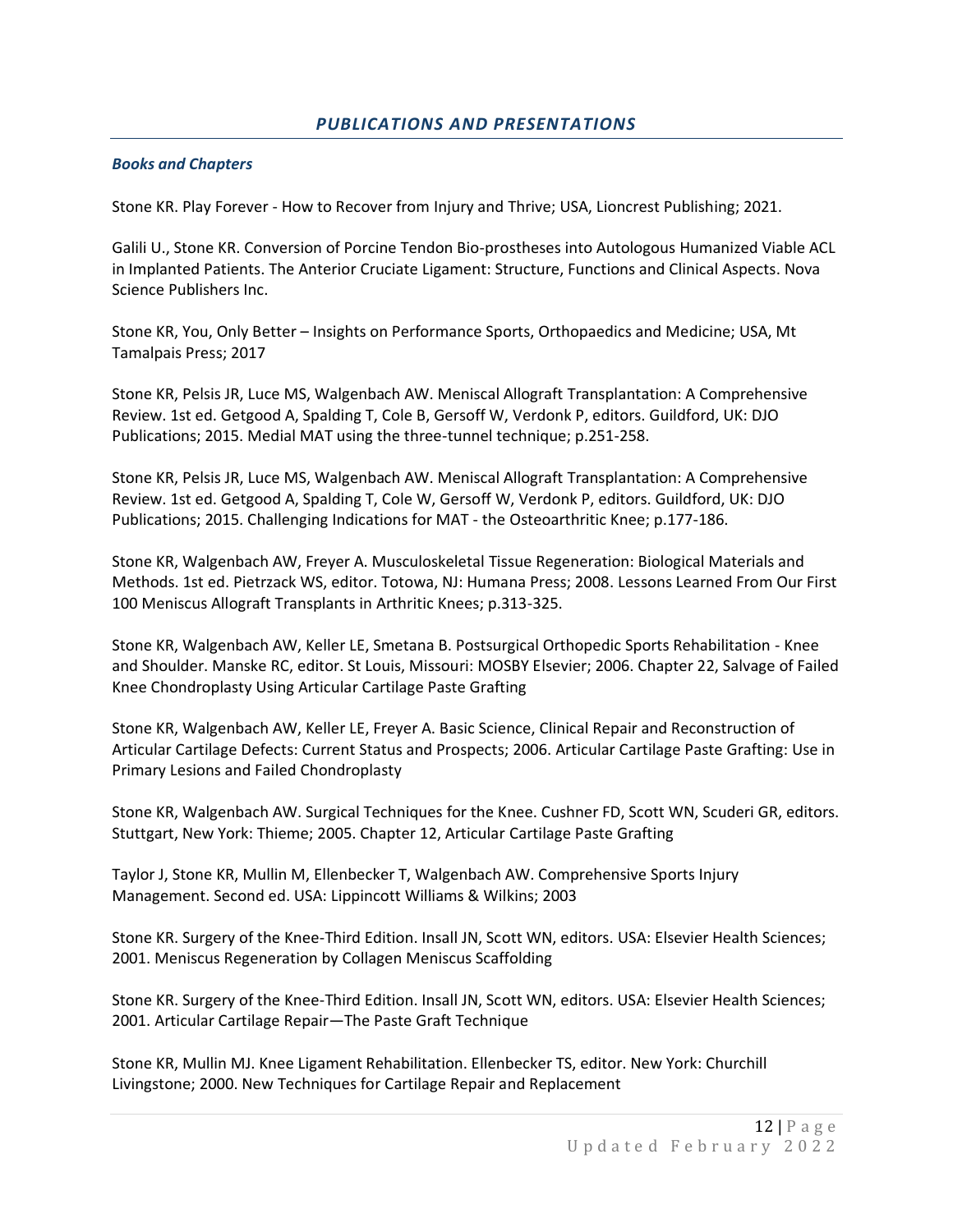## *PUBLICATIONS AND PRESENTATIONS*

### *Books and Chapters*

Stone KR. Play Forever - How to Recover from Injury and Thrive; USA, Lioncrest Publishing; 2021.

Galili U., Stone KR. Conversion of Porcine Tendon Bio-prostheses into Autologous Humanized Viable ACL in Implanted Patients. The Anterior Cruciate Ligament: Structure, Functions and Clinical Aspects. Nova Science Publishers Inc.

Stone KR, You, Only Better – Insights on Performance Sports, Orthopaedics and Medicine; USA, Mt Tamalpais Press; 2017

Stone KR, Pelsis JR, Luce MS, Walgenbach AW. Meniscal Allograft Transplantation: A Comprehensive Review. 1st ed. Getgood A, Spalding T, Cole B, Gersoff W, Verdonk P, editors. Guildford, UK: DJO Publications; 2015. Medial MAT using the three-tunnel technique; p.251-258.

Stone KR, Pelsis JR, Luce MS, Walgenbach AW. Meniscal Allograft Transplantation: A Comprehensive Review. 1st ed. Getgood A, Spalding T, Cole W, Gersoff W, Verdonk P, editors. Guildford, UK: DJO Publications; 2015. Challenging Indications for MAT - the Osteoarthritic Knee; p.177-186.

Stone KR, Walgenbach AW, Freyer A. Musculoskeletal Tissue Regeneration: Biological Materials and Methods. 1st ed. Pietrzack WS, editor. Totowa, NJ: Humana Press; 2008. Lessons Learned From Our First 100 Meniscus Allograft Transplants in Arthritic Knees; p.313-325.

Stone KR, Walgenbach AW, Keller LE, Smetana B. Postsurgical Orthopedic Sports Rehabilitation - Knee and Shoulder. Manske RC, editor. St Louis, Missouri: MOSBY Elsevier; 2006. Chapter 22, Salvage of Failed Knee Chondroplasty Using Articular Cartilage Paste Grafting

Stone KR, Walgenbach AW, Keller LE, Freyer A. Basic Science, Clinical Repair and Reconstruction of Articular Cartilage Defects: Current Status and Prospects; 2006. Articular Cartilage Paste Grafting: Use in Primary Lesions and Failed Chondroplasty

Stone KR, Walgenbach AW. Surgical Techniques for the Knee. Cushner FD, Scott WN, Scuderi GR, editors. Stuttgart, New York: Thieme; 2005. Chapter 12, Articular Cartilage Paste Grafting

Taylor J, Stone KR, Mullin M, Ellenbecker T, Walgenbach AW. Comprehensive Sports Injury Management. Second ed. USA: Lippincott Williams & Wilkins; 2003

Stone KR. Surgery of the Knee-Third Edition. Insall JN, Scott WN, editors. USA: Elsevier Health Sciences; 2001. Meniscus Regeneration by Collagen Meniscus Scaffolding

Stone KR. Surgery of the Knee-Third Edition. Insall JN, Scott WN, editors. USA: Elsevier Health Sciences; 2001. Articular Cartilage Repair—The Paste Graft Technique

Stone KR, Mullin MJ. Knee Ligament Rehabilitation. Ellenbecker TS, editor. New York: Churchill Livingstone; 2000. New Techniques for Cartilage Repair and Replacement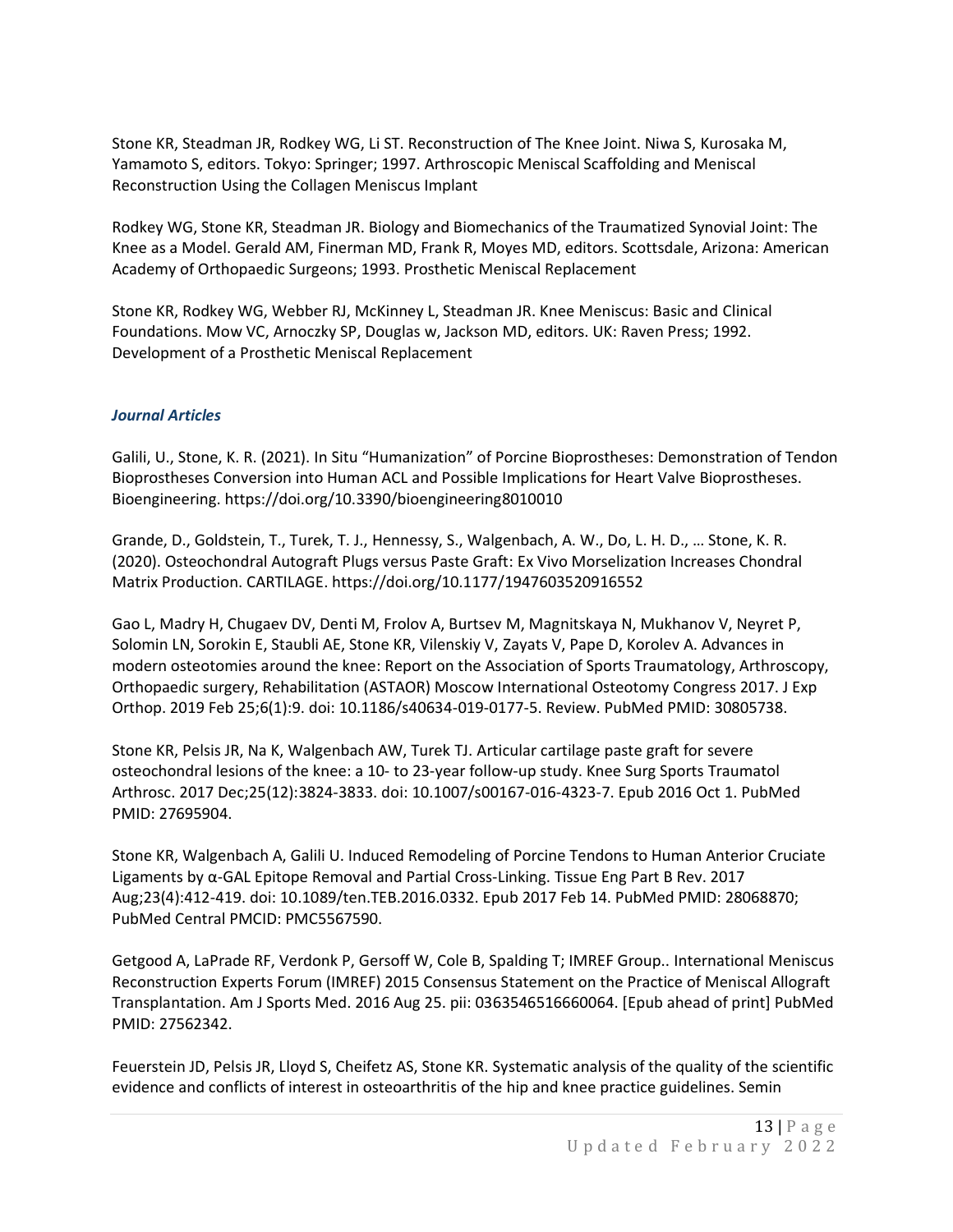Stone KR, Steadman JR, Rodkey WG, Li ST. Reconstruction of The Knee Joint. Niwa S, Kurosaka M, Yamamoto S, editors. Tokyo: Springer; 1997. Arthroscopic Meniscal Scaffolding and Meniscal Reconstruction Using the Collagen Meniscus Implant

Rodkey WG, Stone KR, Steadman JR. Biology and Biomechanics of the Traumatized Synovial Joint: The Knee as a Model. Gerald AM, Finerman MD, Frank R, Moyes MD, editors. Scottsdale, Arizona: American Academy of Orthopaedic Surgeons; 1993. Prosthetic Meniscal Replacement

Stone KR, Rodkey WG, Webber RJ, McKinney L, Steadman JR. Knee Meniscus: Basic and Clinical Foundations. Mow VC, Arnoczky SP, Douglas w, Jackson MD, editors. UK: Raven Press; 1992. Development of a Prosthetic Meniscal Replacement

### *Journal Articles*

Galili, U., Stone, K. R. (2021). In Situ "Humanization" of Porcine Bioprostheses: Demonstration of Tendon Bioprostheses Conversion into Human ACL and Possible Implications for Heart Valve Bioprostheses. Bioengineering. https://doi.org/10.3390/bioengineering8010010

Grande, D., Goldstein, T., Turek, T. J., Hennessy, S., Walgenbach, A. W., Do, L. H. D., … Stone, K. R. (2020). Osteochondral Autograft Plugs versus Paste Graft: Ex Vivo Morselization Increases Chondral Matrix Production. CARTILAGE. https://doi.org/10.1177/1947603520916552

Gao L, Madry H, Chugaev DV, Denti M, Frolov A, Burtsev M, Magnitskaya N, Mukhanov V, Neyret P, Solomin LN, Sorokin E, Staubli AE, Stone KR, Vilenskiy V, Zayats V, Pape D, Korolev A. Advances in modern osteotomies around the knee: Report on the Association of Sports Traumatology, Arthroscopy, Orthopaedic surgery, Rehabilitation (ASTAOR) Moscow International Osteotomy Congress 2017. J Exp Orthop. 2019 Feb 25;6(1):9. doi: 10.1186/s40634-019-0177-5. Review. PubMed PMID: 30805738.

Stone KR, Pelsis JR, Na K, Walgenbach AW, Turek TJ. Articular cartilage paste graft for severe osteochondral lesions of the knee: a 10- to 23-year follow-up study. Knee Surg Sports Traumatol Arthrosc. 2017 Dec;25(12):3824-3833. doi: 10.1007/s00167-016-4323-7. Epub 2016 Oct 1. PubMed PMID: 27695904.

Stone KR, Walgenbach A, Galili U. Induced Remodeling of Porcine Tendons to Human Anterior Cruciate Ligaments by α-GAL Epitope Removal and Partial Cross-Linking. Tissue Eng Part B Rev. 2017 Aug;23(4):412-419. doi: 10.1089/ten.TEB.2016.0332. Epub 2017 Feb 14. PubMed PMID: 28068870; PubMed Central PMCID: PMC5567590.

Getgood A, LaPrade RF, Verdonk P, Gersoff W, Cole B, Spalding T; IMREF Group.. International Meniscus Reconstruction Experts Forum (IMREF) 2015 Consensus Statement on the Practice of Meniscal Allograft Transplantation. Am J Sports Med. 2016 Aug 25. pii: 0363546516660064. [Epub ahead of print] PubMed PMID: 27562342.

Feuerstein JD, Pelsis JR, Lloyd S, Cheifetz AS, Stone KR. Systematic analysis of the quality of the scientific evidence and conflicts of interest in osteoarthritis of the hip and knee practice guidelines. Semin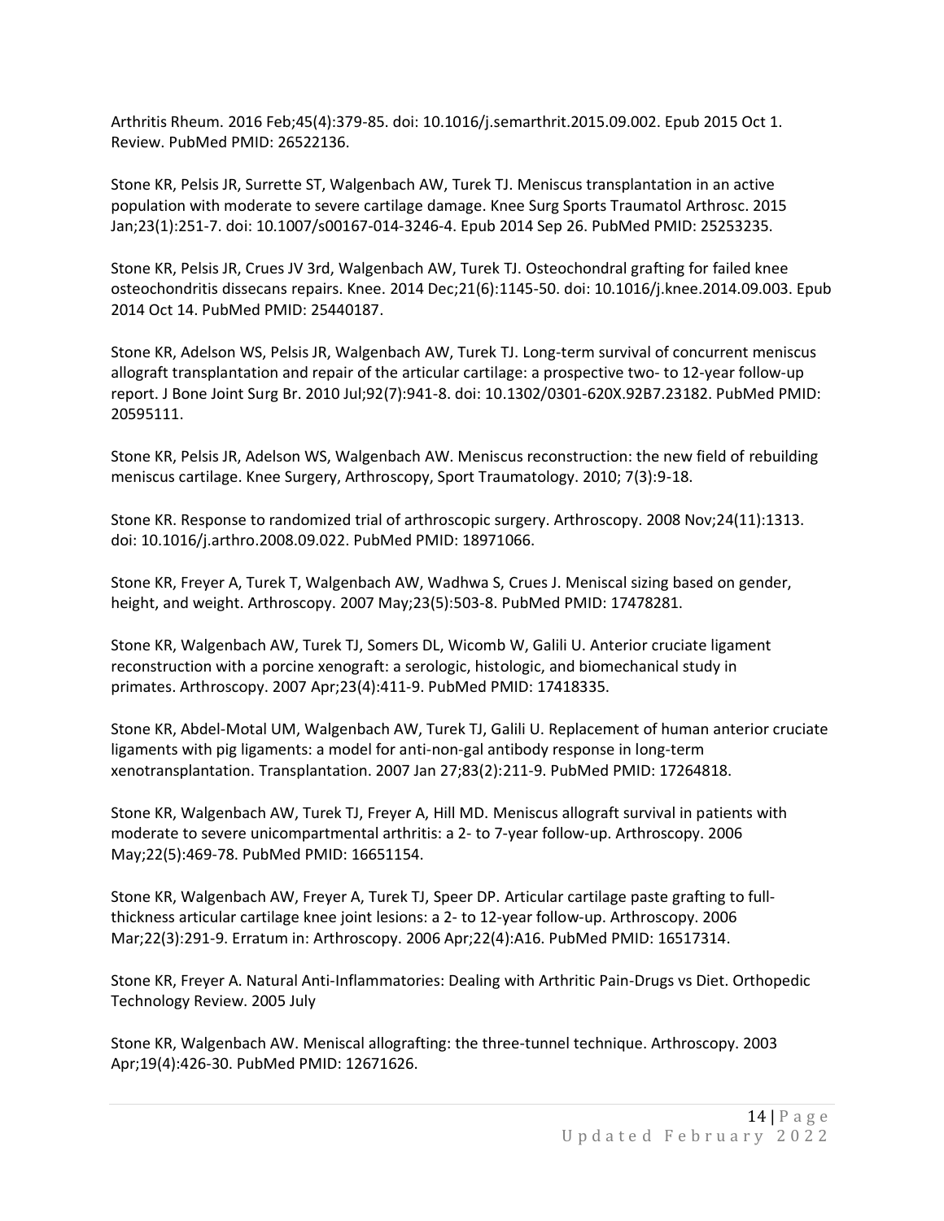Arthritis Rheum. 2016 Feb;45(4):379-85. doi: 10.1016/j.semarthrit.2015.09.002. Epub 2015 Oct 1. Review. PubMed PMID: 26522136.

Stone KR, Pelsis JR, Surrette ST, Walgenbach AW, Turek TJ. Meniscus transplantation in an active population with moderate to severe cartilage damage. Knee Surg Sports Traumatol Arthrosc. 2015 Jan;23(1):251-7. doi: 10.1007/s00167-014-3246-4. Epub 2014 Sep 26. PubMed PMID: 25253235.

Stone KR, Pelsis JR, Crues JV 3rd, Walgenbach AW, Turek TJ. Osteochondral grafting for failed knee osteochondritis dissecans repairs. Knee. 2014 Dec;21(6):1145-50. doi: 10.1016/j.knee.2014.09.003. Epub 2014 Oct 14. PubMed PMID: 25440187.

Stone KR, Adelson WS, Pelsis JR, Walgenbach AW, Turek TJ. Long-term survival of concurrent meniscus allograft transplantation and repair of the articular cartilage: a prospective two- to 12-year follow-up report. J Bone Joint Surg Br. 2010 Jul;92(7):941-8. doi: 10.1302/0301-620X.92B7.23182. PubMed PMID: 20595111.

Stone KR, Pelsis JR, Adelson WS, Walgenbach AW. Meniscus reconstruction: the new field of rebuilding meniscus cartilage. Knee Surgery, Arthroscopy, Sport Traumatology. 2010; 7(3):9-18.

Stone KR. Response to randomized trial of arthroscopic surgery. Arthroscopy. 2008 Nov;24(11):1313. doi: 10.1016/j.arthro.2008.09.022. PubMed PMID: 18971066.

Stone KR, Freyer A, Turek T, Walgenbach AW, Wadhwa S, Crues J. Meniscal sizing based on gender, height, and weight. Arthroscopy. 2007 May;23(5):503-8. PubMed PMID: 17478281.

Stone KR, Walgenbach AW, Turek TJ, Somers DL, Wicomb W, Galili U. Anterior cruciate ligament reconstruction with a porcine xenograft: a serologic, histologic, and biomechanical study in primates. Arthroscopy. 2007 Apr;23(4):411-9. PubMed PMID: 17418335.

Stone KR, Abdel-Motal UM, Walgenbach AW, Turek TJ, Galili U. Replacement of human anterior cruciate ligaments with pig ligaments: a model for anti-non-gal antibody response in long-term xenotransplantation. Transplantation. 2007 Jan 27;83(2):211-9. PubMed PMID: 17264818.

Stone KR, Walgenbach AW, Turek TJ, Freyer A, Hill MD. Meniscus allograft survival in patients with moderate to severe unicompartmental arthritis: a 2- to 7-year follow-up. Arthroscopy. 2006 May;22(5):469-78. PubMed PMID: 16651154.

Stone KR, Walgenbach AW, Freyer A, Turek TJ, Speer DP. Articular cartilage paste grafting to full-thickness articular cartilage knee joint lesions: a 2- to 12-year follow-up. Arthroscopy. 2006 Mar;22(3):291-9. Erratum in: Arthroscopy. 2006 Apr;22(4):A16. PubMed PMID: 16517314.

Stone KR, Freyer A. Natural Anti-Inflammatories: Dealing with Arthritic Pain-Drugs vs Diet. Orthopedic Technology Review. 2005 July

Stone KR, Walgenbach AW. Meniscal allografting: the three-tunnel technique. Arthroscopy. 2003 Apr;19(4):426-30. PubMed PMID: 12671626.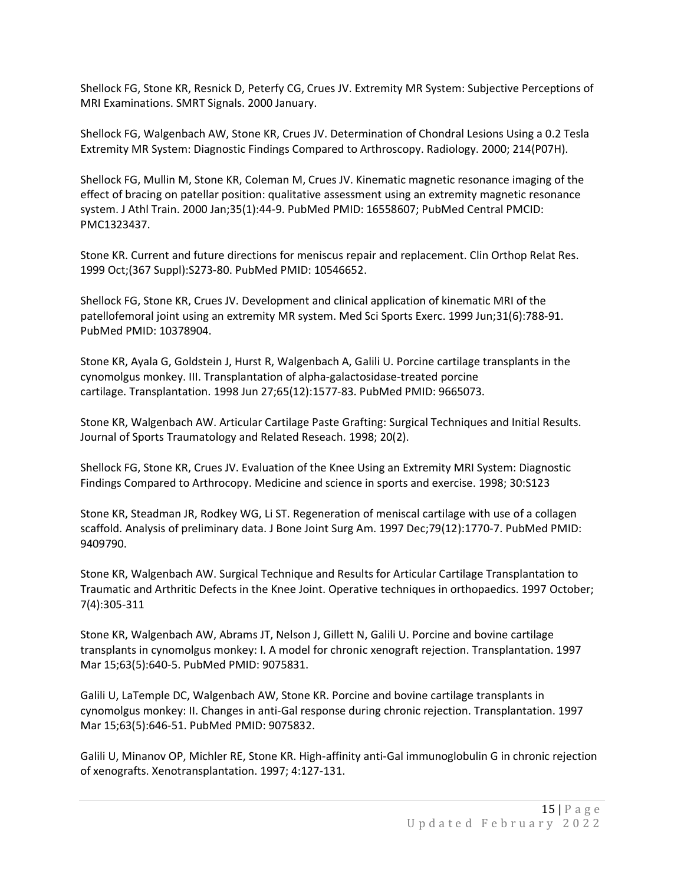Shellock FG, Stone KR, Resnick D, Peterfy CG, Crues JV. Extremity MR System: Subjective Perceptions of MRI Examinations. SMRT Signals. 2000 January.

Shellock FG, Walgenbach AW, Stone KR, Crues JV. Determination of Chondral Lesions Using a 0.2 Tesla Extremity MR System: Diagnostic Findings Compared to Arthroscopy. Radiology. 2000; 214(P07H).

Shellock FG, Mullin M, Stone KR, Coleman M, Crues JV. Kinematic magnetic resonance imaging of the effect of bracing on patellar position: qualitative assessment using an extremity magnetic resonance system. J Athl Train. 2000 Jan;35(1):44-9. PubMed PMID: 16558607; PubMed Central PMCID: PMC1323437.

Stone KR. Current and future directions for meniscus repair and replacement. Clin Orthop Relat Res. 1999 Oct;(367 Suppl):S273-80. PubMed PMID: 10546652.

Shellock FG, Stone KR, Crues JV. Development and clinical application of kinematic MRI of the patellofemoral joint using an extremity MR system. Med Sci Sports Exerc. 1999 Jun;31(6):788-91. PubMed PMID: 10378904.

Stone KR, Ayala G, Goldstein J, Hurst R, Walgenbach A, Galili U. Porcine cartilage transplants in the cynomolgus monkey. III. Transplantation of alpha-galactosidase-treated porcine cartilage. Transplantation. 1998 Jun 27;65(12):1577-83. PubMed PMID: 9665073.

Stone KR, Walgenbach AW. Articular Cartilage Paste Grafting: Surgical Techniques and Initial Results. Journal of Sports Traumatology and Related Reseach. 1998; 20(2).

Shellock FG, Stone KR, Crues JV. Evaluation of the Knee Using an Extremity MRI System: Diagnostic Findings Compared to Arthrocopy. Medicine and science in sports and exercise. 1998; 30:S123

Stone KR, Steadman JR, Rodkey WG, Li ST. Regeneration of meniscal cartilage with use of a collagen scaffold. Analysis of preliminary data. J Bone Joint Surg Am. 1997 Dec;79(12):1770-7. PubMed PMID: 9409790.

Stone KR, Walgenbach AW. Surgical Technique and Results for Articular Cartilage Transplantation to Traumatic and Arthritic Defects in the Knee Joint. Operative techniques in orthopaedics. 1997 October; 7(4):305-311

Stone KR, Walgenbach AW, Abrams JT, Nelson J, Gillett N, Galili U. Porcine and bovine cartilage transplants in cynomolgus monkey: I. A model for chronic xenograft rejection. Transplantation. 1997 Mar 15;63(5):640-5. PubMed PMID: 9075831.

Galili U, LaTemple DC, Walgenbach AW, Stone KR. Porcine and bovine cartilage transplants in cynomolgus monkey: II. Changes in anti-Gal response during chronic rejection. Transplantation. 1997 Mar 15;63(5):646-51. PubMed PMID: 9075832.

Galili U, Minanov OP, Michler RE, Stone KR. High-affinity anti-Gal immunoglobulin G in chronic rejection of xenografts. Xenotransplantation. 1997; 4:127-131.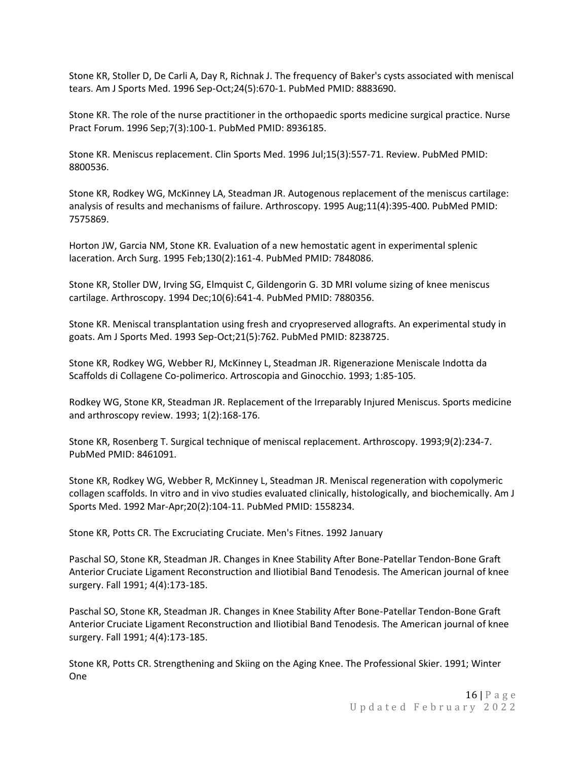Stone KR, Stoller D, De Carli A, Day R, Richnak J. The frequency of Baker's cysts associated with meniscal tears. Am J Sports Med. 1996 Sep-Oct;24(5):670-1. PubMed PMID: 8883690.

Stone KR. The role of the nurse practitioner in the orthopaedic sports medicine surgical practice. Nurse Pract Forum. 1996 Sep;7(3):100-1. PubMed PMID: 8936185.

Stone KR. Meniscus replacement. Clin Sports Med. 1996 Jul;15(3):557-71. Review. PubMed PMID: 8800536.

Stone KR, Rodkey WG, McKinney LA, Steadman JR. Autogenous replacement of the meniscus cartilage: analysis of results and mechanisms of failure. Arthroscopy. 1995 Aug;11(4):395-400. PubMed PMID: 7575869.

Horton JW, Garcia NM, Stone KR. Evaluation of a new hemostatic agent in experimental splenic laceration. Arch Surg. 1995 Feb;130(2):161-4. PubMed PMID: 7848086.

Stone KR, Stoller DW, Irving SG, Elmquist C, Gildengorin G. 3D MRI volume sizing of knee meniscus cartilage. Arthroscopy. 1994 Dec;10(6):641-4. PubMed PMID: 7880356.

Stone KR. Meniscal transplantation using fresh and cryopreserved allografts. An experimental study in goats. Am J Sports Med. 1993 Sep-Oct;21(5):762. PubMed PMID: 8238725.

Stone KR, Rodkey WG, Webber RJ, McKinney L, Steadman JR. Rigenerazione Meniscale Indotta da Scaffolds di Collagene Co-polimerico. Artroscopia and Ginocchio. 1993; 1:85-105.

Rodkey WG, Stone KR, Steadman JR. Replacement of the Irreparably Injured Meniscus. Sports medicine and arthroscopy review. 1993; 1(2):168-176.

Stone KR, Rosenberg T. Surgical technique of meniscal replacement. Arthroscopy. 1993;9(2):234-7. PubMed PMID: 8461091.

Stone KR, Rodkey WG, Webber R, McKinney L, Steadman JR. Meniscal regeneration with copolymeric collagen scaffolds. In vitro and in vivo studies evaluated clinically, histologically, and biochemically. Am J Sports Med. 1992 Mar-Apr;20(2):104-11. PubMed PMID: 1558234.

Stone KR, Potts CR. The Excruciating Cruciate. Men's Fitnes. 1992 January

Paschal SO, Stone KR, Steadman JR. Changes in Knee Stability After Bone-Patellar Tendon-Bone Graft Anterior Cruciate Ligament Reconstruction and Iliotibial Band Tenodesis. The American journal of knee surgery. Fall 1991; 4(4):173-185.

Paschal SO, Stone KR, Steadman JR. Changes in Knee Stability After Bone-Patellar Tendon-Bone Graft Anterior Cruciate Ligament Reconstruction and Iliotibial Band Tenodesis. The American journal of knee surgery. Fall 1991; 4(4):173-185.

Stone KR, Potts CR. Strengthening and Skiing on the Aging Knee. The Professional Skier. 1991; Winter One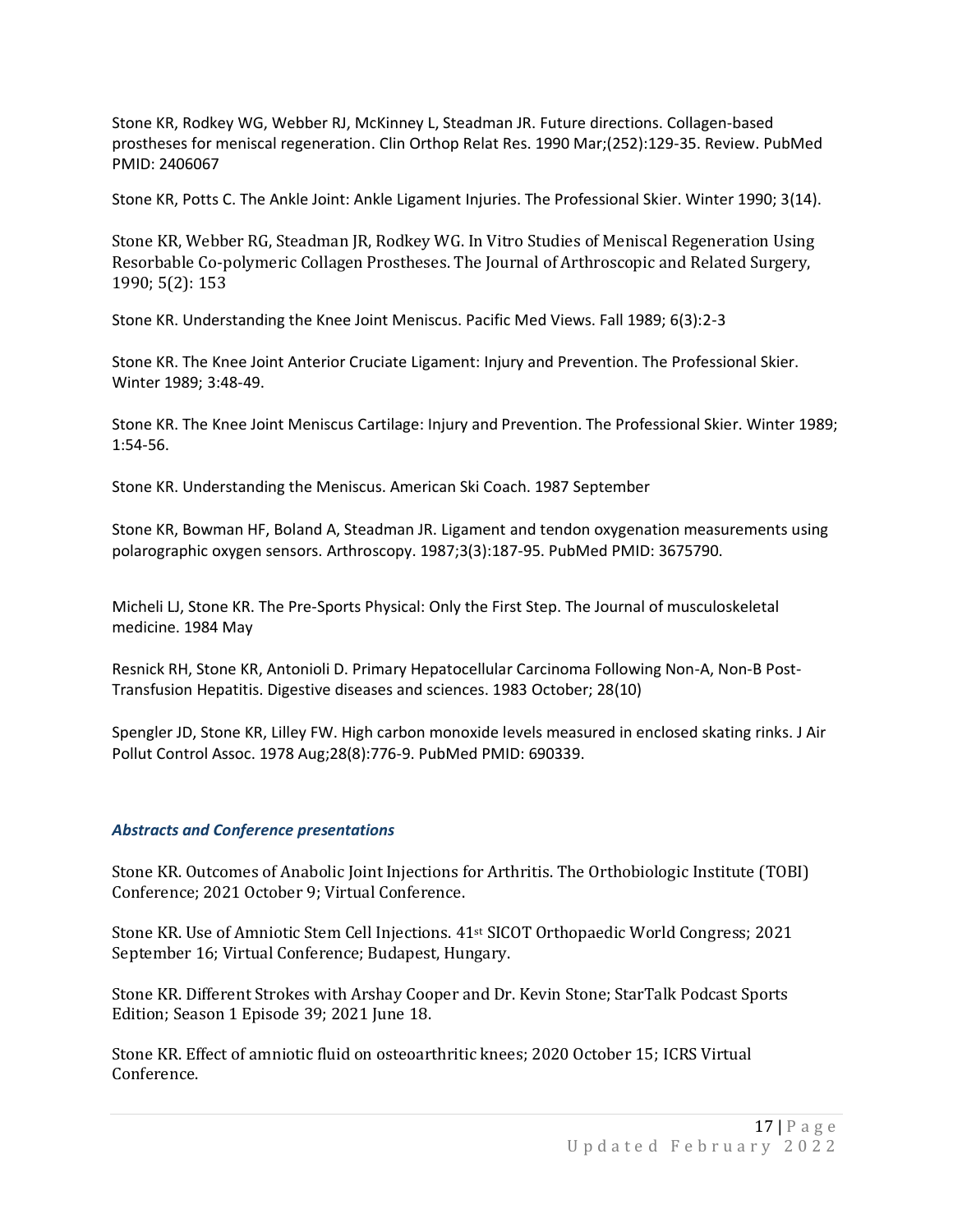Stone KR, Rodkey WG, Webber RJ, McKinney L, Steadman JR. Future directions. Collagen-based prostheses for meniscal regeneration. Clin Orthop Relat Res. 1990 Mar;(252):129-35. Review. PubMed PMID: 2406067

Stone KR, Potts C. The Ankle Joint: Ankle Ligament Injuries. The Professional Skier. Winter 1990; 3(14).

Stone KR, Webber RG, Steadman JR, Rodkey WG. In Vitro Studies of Meniscal Regeneration Using Resorbable Co-polymeric Collagen Prostheses. The Journal of Arthroscopic and Related Surgery, 1990; 5(2): 153

Stone KR. Understanding the Knee Joint Meniscus. Pacific Med Views. Fall 1989; 6(3):2-3

Stone KR. The Knee Joint Anterior Cruciate Ligament: Injury and Prevention. The Professional Skier. Winter 1989; 3:48-49.

Stone KR. The Knee Joint Meniscus Cartilage: Injury and Prevention. The Professional Skier. Winter 1989; 1:54-56.

Stone KR. Understanding the Meniscus. American Ski Coach. 1987 September

Stone KR, Bowman HF, Boland A, Steadman JR. Ligament and tendon oxygenation measurements using polarographic oxygen sensors. Arthroscopy. 1987;3(3):187-95. PubMed PMID: 3675790.

Micheli LJ, Stone KR. The Pre-Sports Physical: Only the First Step. The Journal of musculoskeletal medicine. 1984 May

Resnick RH, Stone KR, Antonioli D. Primary Hepatocellular Carcinoma Following Non-A, Non-B Post-Transfusion Hepatitis. Digestive diseases and sciences. 1983 October; 28(10)

Spengler JD, Stone KR, Lilley FW. High carbon monoxide levels measured in enclosed skating rinks. J Air Pollut Control Assoc. 1978 Aug;28(8):776-9. PubMed PMID: 690339.

### *Abstracts and Conference presentations*

Stone KR. Outcomes of Anabolic Joint Injections for Arthritis. The Orthobiologic Institute (TOBI) Conference; 2021 October 9; Virtual Conference.

Stone KR. Use of Amniotic Stem Cell Injections. 41st SICOT Orthopaedic World Congress; 2021 September 16; Virtual Conference; Budapest, Hungary.

Stone KR. Different Strokes with Arshay Cooper and Dr. Kevin Stone; StarTalk Podcast Sports Edition; Season 1 Episode 39; 2021 June 18.

Stone KR. Effect of amniotic fluid on osteoarthritic knees; 2020 October 15; ICRS Virtual Conference.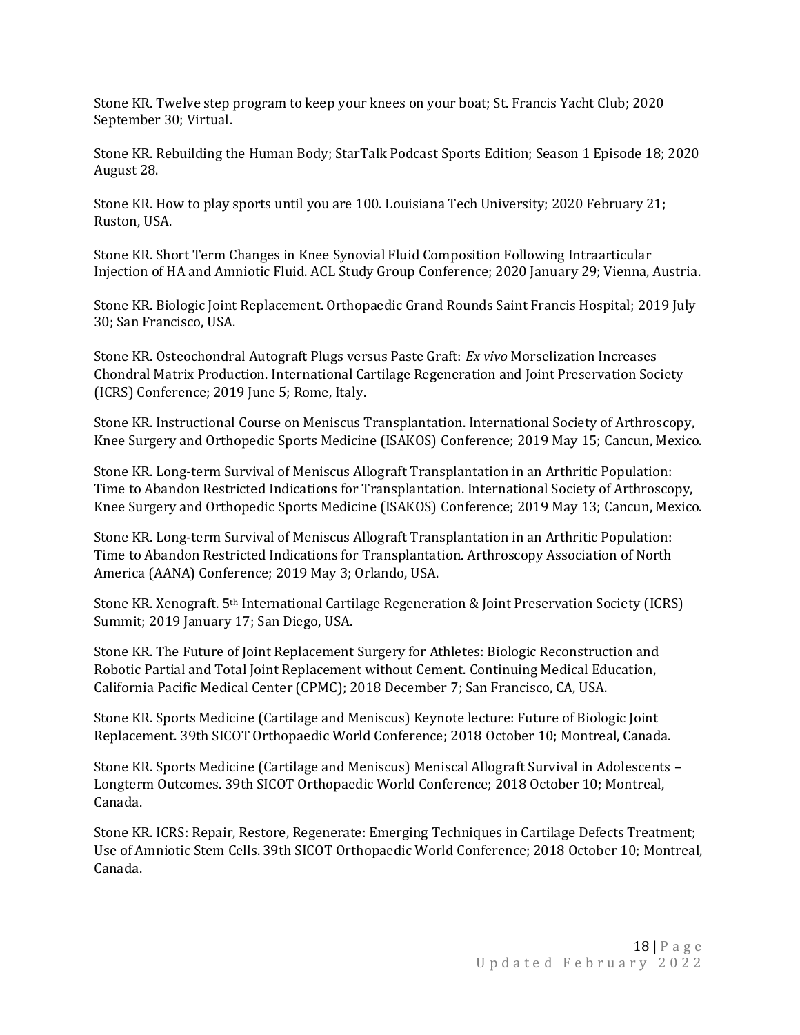Stone KR. Twelve step program to keep your knees on your boat; St. Francis Yacht Club; 2020 September 30; Virtual.

Stone KR. Rebuilding the Human Body; StarTalk Podcast Sports Edition; Season 1 Episode 18; 2020 August 28.

Stone KR. How to play sports until you are 100. Louisiana Tech University; 2020 February 21; Ruston, USA.

Stone KR. Short Term Changes in Knee Synovial Fluid Composition Following Intraarticular Injection of HA and Amniotic Fluid. ACL Study Group Conference; 2020 January 29; Vienna, Austria.

Stone KR. Biologic Joint Replacement. Orthopaedic Grand Rounds Saint Francis Hospital; 2019 July 30; San Francisco, USA.

Stone KR. Osteochondral Autograft Plugs versus Paste Graft: *Ex vivo* Morselization Increases Chondral Matrix Production. International Cartilage Regeneration and Joint Preservation Society (ICRS) Conference; 2019 June 5; Rome, Italy.

Stone KR. Instructional Course on Meniscus Transplantation. International Society of Arthroscopy, Knee Surgery and Orthopedic Sports Medicine (ISAKOS) Conference; 2019 May 15; Cancun, Mexico.

Stone KR. Long-term Survival of Meniscus Allograft Transplantation in an Arthritic Population: Time to Abandon Restricted Indications for Transplantation. International Society of Arthroscopy, Knee Surgery and Orthopedic Sports Medicine (ISAKOS) Conference; 2019 May 13; Cancun, Mexico.

Stone KR. Long-term Survival of Meniscus Allograft Transplantation in an Arthritic Population: Time to Abandon Restricted Indications for Transplantation. Arthroscopy Association of North America (AANA) Conference; 2019 May 3; Orlando, USA.

Stone KR. Xenograft. 5th International Cartilage Regeneration & Joint Preservation Society (ICRS) Summit; 2019 January 17; San Diego, USA.

Stone KR. The Future of Joint Replacement Surgery for Athletes: Biologic Reconstruction and Robotic Partial and Total Joint Replacement without Cement. Continuing Medical Education, California Pacific Medical Center (CPMC); 2018 December 7; San Francisco, CA, USA.

Stone KR. Sports Medicine (Cartilage and Meniscus) Keynote lecture: Future of Biologic Joint Replacement. 39th SICOT Orthopaedic World Conference; 2018 October 10; Montreal, Canada.

Stone KR. Sports Medicine (Cartilage and Meniscus) Meniscal Allograft Survival in Adolescents – Longterm Outcomes. 39th SICOT Orthopaedic World Conference; 2018 October 10; Montreal, Canada.

Stone KR. ICRS: Repair, Restore, Regenerate: Emerging Techniques in Cartilage Defects Treatment; Use of Amniotic Stem Cells. 39th SICOT Orthopaedic World Conference; 2018 October 10; Montreal, Canada.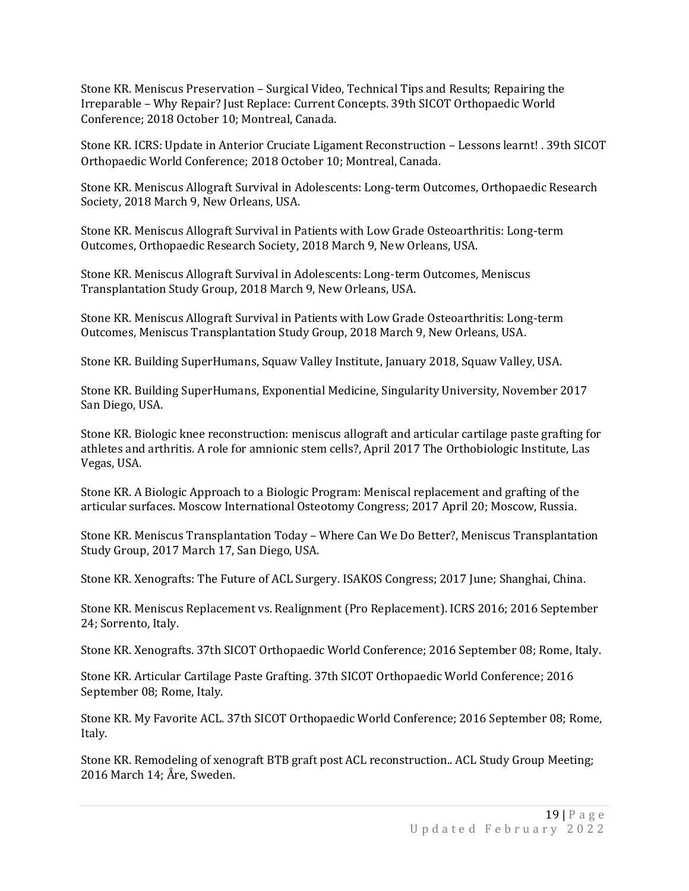Stone KR. Meniscus Preservation – Surgical Video, Technical Tips and Results; Repairing the Irreparable – Why Repair? Just Replace: Current Concepts. 39th SICOT Orthopaedic World Conference; 2018 October 10; Montreal, Canada.

Stone KR. ICRS: Update in Anterior Cruciate Ligament Reconstruction – Lessons learnt! . 39th SICOT Orthopaedic World Conference; 2018 October 10; Montreal, Canada.

Stone KR. Meniscus Allograft Survival in Adolescents: Long-term Outcomes, Orthopaedic Research Society, 2018 March 9, New Orleans, USA.

Stone KR. Meniscus Allograft Survival in Patients with Low Grade Osteoarthritis: Long-term Outcomes, Orthopaedic Research Society, 2018 March 9, New Orleans, USA.

Stone KR. Meniscus Allograft Survival in Adolescents: Long-term Outcomes, Meniscus Transplantation Study Group, 2018 March 9, New Orleans, USA.

Stone KR. Meniscus Allograft Survival in Patients with Low Grade Osteoarthritis: Long-term Outcomes, Meniscus Transplantation Study Group, 2018 March 9, New Orleans, USA.

Stone KR. Building SuperHumans, Squaw Valley Institute, January 2018, Squaw Valley, USA.

Stone KR. Building SuperHumans, Exponential Medicine, Singularity University, November 2017 San Diego, USA.

Stone KR. Biologic knee reconstruction: meniscus allograft and articular cartilage paste grafting for athletes and arthritis. A role for amnionic stem cells?, April 2017 The Orthobiologic Institute, Las Vegas, USA.

Stone KR. A Biologic Approach to a Biologic Program: Meniscal replacement and grafting of the articular surfaces. Moscow International Osteotomy Congress; 2017 April 20; Moscow, Russia.

Stone KR. Meniscus Transplantation Today – Where Can We Do Better?, Meniscus Transplantation Study Group, 2017 March 17, San Diego, USA.

Stone KR. Xenografts: The Future of ACL Surgery. ISAKOS Congress; 2017 June; Shanghai, China.

Stone KR. Meniscus Replacement vs. Realignment (Pro Replacement). ICRS 2016; 2016 September 24; Sorrento, Italy.

Stone KR. Xenografts. 37th SICOT Orthopaedic World Conference; 2016 September 08; Rome, Italy.

Stone KR. Articular Cartilage Paste Grafting. 37th SICOT Orthopaedic World Conference; 2016 September 08; Rome, Italy.

Stone KR. My Favorite ACL. 37th SICOT Orthopaedic World Conference; 2016 September 08; Rome, Italy.

Stone KR. Remodeling of xenograft BTB graft post ACL reconstruction.. ACL Study Group Meeting; 2016 March 14; Åre, Sweden.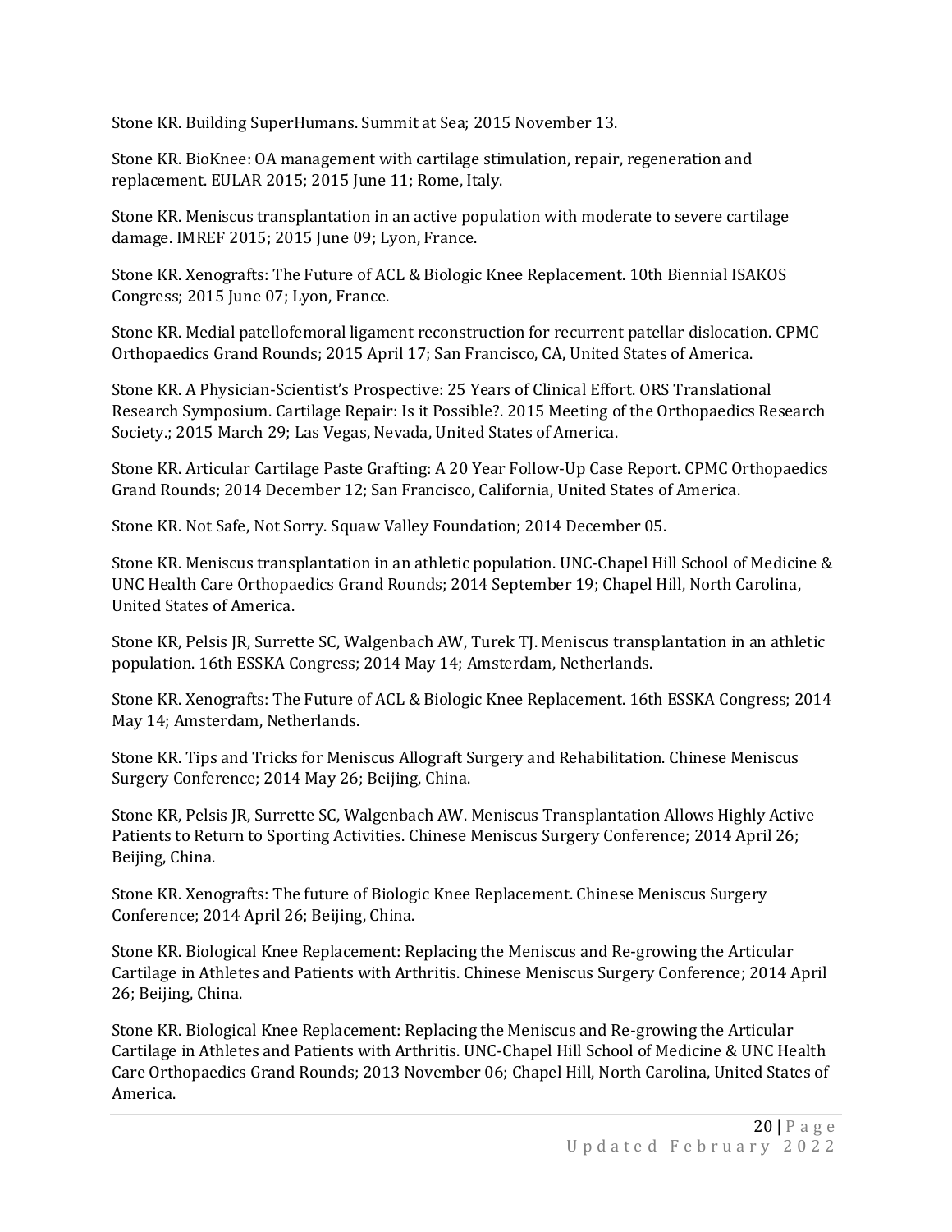Stone KR. Building SuperHumans. Summit at Sea; 2015 November 13.

Stone KR. BioKnee: OA management with cartilage stimulation, repair, regeneration and replacement. EULAR 2015; 2015 June 11; Rome, Italy.

Stone KR. Meniscus transplantation in an active population with moderate to severe cartilage damage. IMREF 2015; 2015 June 09; Lyon, France.

Stone KR. Xenografts: The Future of ACL & Biologic Knee Replacement. 10th Biennial ISAKOS Congress; 2015 June 07; Lyon, France.

Stone KR. Medial patellofemoral ligament reconstruction for recurrent patellar dislocation. CPMC Orthopaedics Grand Rounds; 2015 April 17; San Francisco, CA, United States of America.

Stone KR. A Physician-Scientist's Prospective: 25 Years of Clinical Effort. ORS Translational Research Symposium. Cartilage Repair: Is it Possible?. 2015 Meeting of the Orthopaedics Research Society.; 2015 March 29; Las Vegas, Nevada, United States of America.

Stone KR. Articular Cartilage Paste Grafting: A 20 Year Follow-Up Case Report. CPMC Orthopaedics Grand Rounds; 2014 December 12; San Francisco, California, United States of America.

Stone KR. Not Safe, Not Sorry. Squaw Valley Foundation; 2014 December 05.

Stone KR. Meniscus transplantation in an athletic population. UNC-Chapel Hill School of Medicine & UNC Health Care Orthopaedics Grand Rounds; 2014 September 19; Chapel Hill, North Carolina, United States of America.

Stone KR, Pelsis JR, Surrette SC, Walgenbach AW, Turek TJ. Meniscus transplantation in an athletic population. 16th ESSKA Congress; 2014 May 14; Amsterdam, Netherlands.

Stone KR. Xenografts: The Future of ACL & Biologic Knee Replacement. 16th ESSKA Congress; 2014 May 14; Amsterdam, Netherlands.

Stone KR. Tips and Tricks for Meniscus Allograft Surgery and Rehabilitation. Chinese Meniscus Surgery Conference; 2014 May 26; Beijing, China.

Stone KR, Pelsis JR, Surrette SC, Walgenbach AW. Meniscus Transplantation Allows Highly Active Patients to Return to Sporting Activities. Chinese Meniscus Surgery Conference; 2014 April 26; Beijing, China.

Stone KR. Xenografts: The future of Biologic Knee Replacement. Chinese Meniscus Surgery Conference; 2014 April 26; Beijing, China.

Stone KR. Biological Knee Replacement: Replacing the Meniscus and Re-growing the Articular Cartilage in Athletes and Patients with Arthritis. Chinese Meniscus Surgery Conference; 2014 April 26; Beijing, China.

Stone KR. Biological Knee Replacement: Replacing the Meniscus and Re-growing the Articular Cartilage in Athletes and Patients with Arthritis. UNC-Chapel Hill School of Medicine & UNC Health Care Orthopaedics Grand Rounds; 2013 November 06; Chapel Hill, North Carolina, United States of America.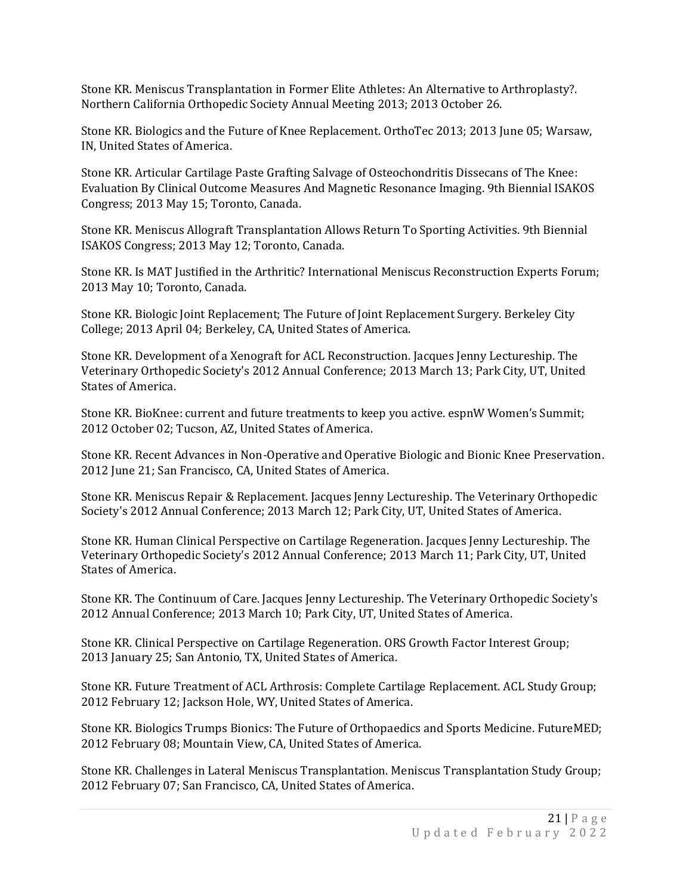Stone KR. Meniscus Transplantation in Former Elite Athletes: An Alternative to Arthroplasty?. Northern California Orthopedic Society Annual Meeting 2013; 2013 October 26.

Stone KR. Biologics and the Future of Knee Replacement. OrthoTec 2013; 2013 June 05; Warsaw, IN, United States of America.

Stone KR. Articular Cartilage Paste Grafting Salvage of Osteochondritis Dissecans of The Knee: Evaluation By Clinical Outcome Measures And Magnetic Resonance Imaging. 9th Biennial ISAKOS Congress; 2013 May 15; Toronto, Canada.

Stone KR. Meniscus Allograft Transplantation Allows Return To Sporting Activities. 9th Biennial ISAKOS Congress; 2013 May 12; Toronto, Canada.

Stone KR. Is MAT Justified in the Arthritic? International Meniscus Reconstruction Experts Forum; 2013 May 10; Toronto, Canada.

Stone KR. Biologic Joint Replacement; The Future of Joint Replacement Surgery. Berkeley City College; 2013 April 04; Berkeley, CA, United States of America.

Stone KR. Development of a Xenograft for ACL Reconstruction. Jacques Jenny Lectureship. The Veterinary Orthopedic Society's 2012 Annual Conference; 2013 March 13; Park City, UT, United States of America.

Stone KR. BioKnee: current and future treatments to keep you active. espnW Women's Summit; 2012 October 02; Tucson, AZ, United States of America.

Stone KR. Recent Advances in Non-Operative and Operative Biologic and Bionic Knee Preservation. 2012 June 21; San Francisco, CA, United States of America.

Stone KR. Meniscus Repair & Replacement. Jacques Jenny Lectureship. The Veterinary Orthopedic Society's 2012 Annual Conference; 2013 March 12; Park City, UT, United States of America.

Stone KR. Human Clinical Perspective on Cartilage Regeneration. Jacques Jenny Lectureship. The Veterinary Orthopedic Society's 2012 Annual Conference; 2013 March 11; Park City, UT, United States of America.

Stone KR. The Continuum of Care. Jacques Jenny Lectureship. The Veterinary Orthopedic Society's 2012 Annual Conference; 2013 March 10; Park City, UT, United States of America.

Stone KR. Clinical Perspective on Cartilage Regeneration. ORS Growth Factor Interest Group; 2013 January 25; San Antonio, TX, United States of America.

Stone KR. Future Treatment of ACL Arthrosis: Complete Cartilage Replacement. ACL Study Group; 2012 February 12; Jackson Hole, WY, United States of America.

Stone KR. Biologics Trumps Bionics: The Future of Orthopaedics and Sports Medicine. FutureMED; 2012 February 08; Mountain View, CA, United States of America.

Stone KR. Challenges in Lateral Meniscus Transplantation. Meniscus Transplantation Study Group; 2012 February 07; San Francisco, CA, United States of America.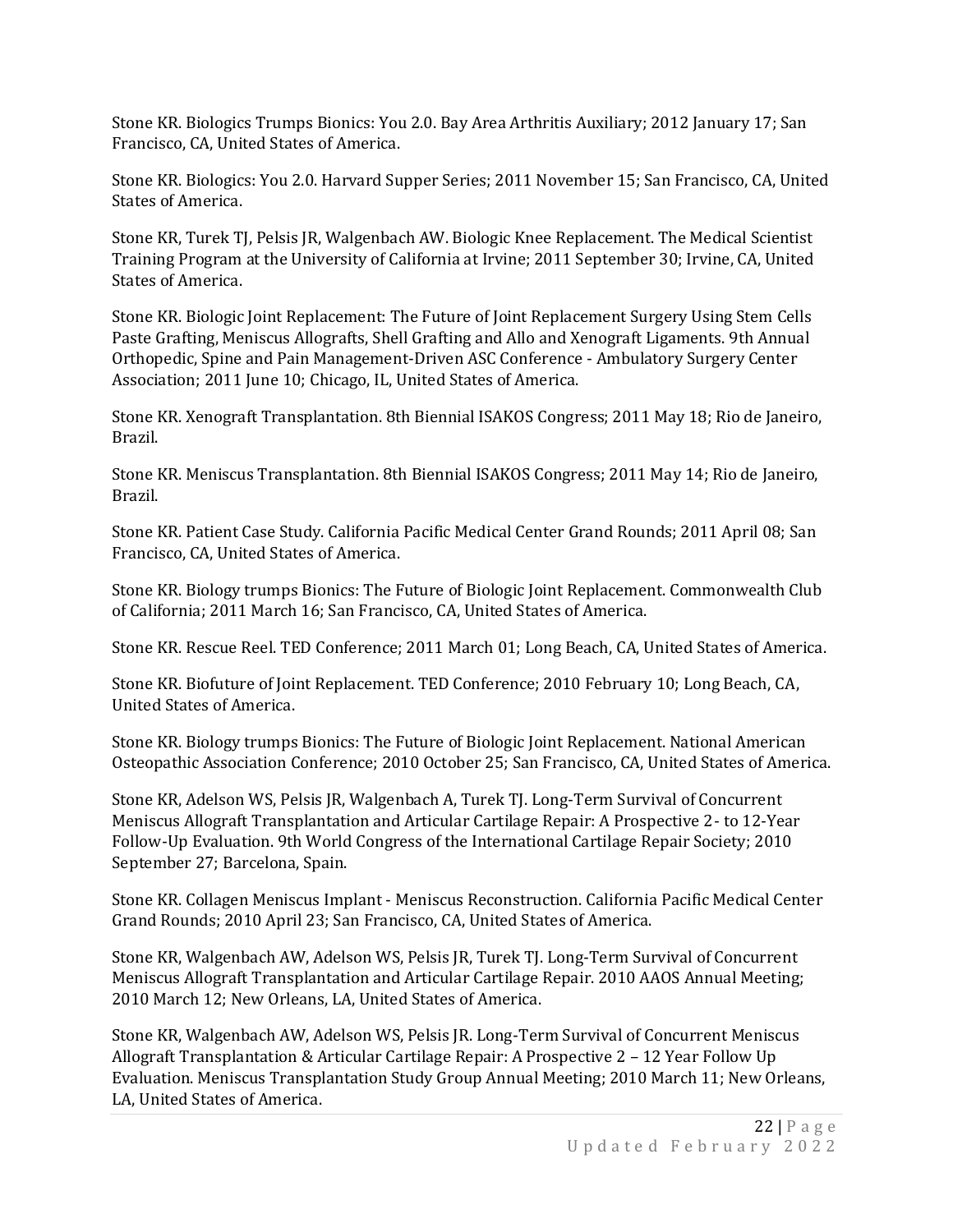Stone KR. Biologics Trumps Bionics: You 2.0. Bay Area Arthritis Auxiliary; 2012 January 17; San Francisco, CA, United States of America.

Stone KR. Biologics: You 2.0. Harvard Supper Series; 2011 November 15; San Francisco, CA, United States of America.

Stone KR, Turek TJ, Pelsis JR, Walgenbach AW. Biologic Knee Replacement. The Medical Scientist Training Program at the University of California at Irvine; 2011 September 30; Irvine, CA, United States of America.

Stone KR. Biologic Joint Replacement: The Future of Joint Replacement Surgery Using Stem Cells Paste Grafting, Meniscus Allografts, Shell Grafting and Allo and Xenograft Ligaments. 9th Annual Orthopedic, Spine and Pain Management-Driven ASC Conference - Ambulatory Surgery Center Association; 2011 June 10; Chicago, IL, United States of America.

Stone KR. Xenograft Transplantation. 8th Biennial ISAKOS Congress; 2011 May 18; Rio de Janeiro, Brazil.

Stone KR. Meniscus Transplantation. 8th Biennial ISAKOS Congress; 2011 May 14; Rio de Janeiro, Brazil.

Stone KR. Patient Case Study. California Pacific Medical Center Grand Rounds; 2011 April 08; San Francisco, CA, United States of America.

Stone KR. Biology trumps Bionics: The Future of Biologic Joint Replacement. Commonwealth Club of California; 2011 March 16; San Francisco, CA, United States of America.

Stone KR. Rescue Reel. TED Conference; 2011 March 01; Long Beach, CA, United States of America.

Stone KR. Biofuture of Joint Replacement. TED Conference; 2010 February 10; Long Beach, CA, United States of America.

Stone KR. Biology trumps Bionics: The Future of Biologic Joint Replacement. National American Osteopathic Association Conference; 2010 October 25; San Francisco, CA, United States of America.

Stone KR, Adelson WS, Pelsis JR, Walgenbach A, Turek TJ. Long-Term Survival of Concurrent Meniscus Allograft Transplantation and Articular Cartilage Repair: A Prospective 2- to 12-Year Follow-Up Evaluation. 9th World Congress of the International Cartilage Repair Society; 2010 September 27; Barcelona, Spain.

Stone KR. Collagen Meniscus Implant - Meniscus Reconstruction. California Pacific Medical Center Grand Rounds; 2010 April 23; San Francisco, CA, United States of America.

Stone KR, Walgenbach AW, Adelson WS, Pelsis JR, Turek TJ. Long-Term Survival of Concurrent Meniscus Allograft Transplantation and Articular Cartilage Repair. 2010 AAOS Annual Meeting; 2010 March 12; New Orleans, LA, United States of America.

Stone KR, Walgenbach AW, Adelson WS, Pelsis JR. Long-Term Survival of Concurrent Meniscus Allograft Transplantation & Articular Cartilage Repair: A Prospective 2 – 12 Year Follow Up Evaluation. Meniscus Transplantation Study Group Annual Meeting; 2010 March 11; New Orleans, LA, United States of America.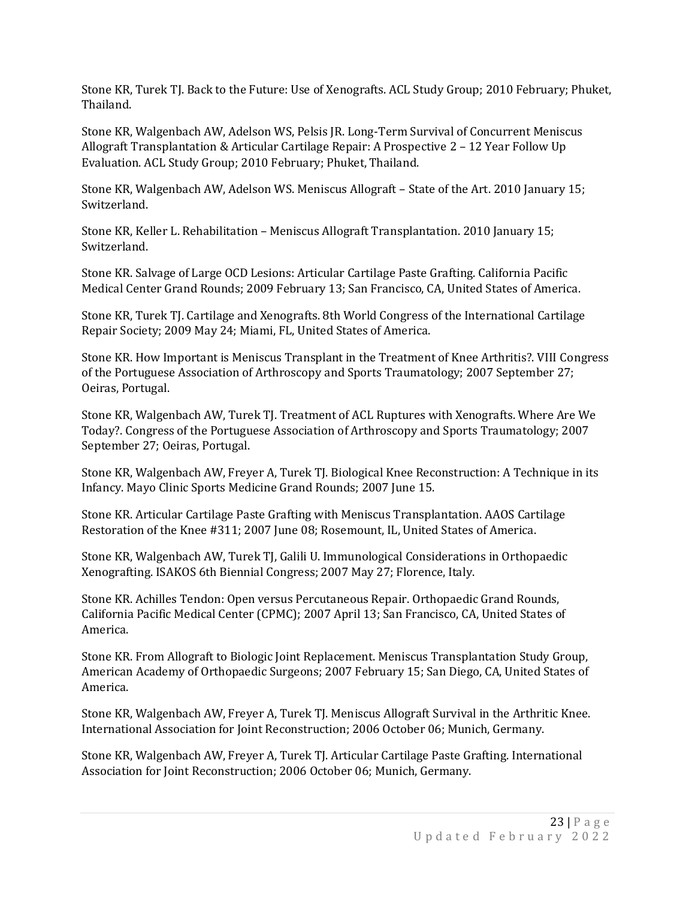Stone KR, Turek TJ. Back to the Future: Use of Xenografts. ACL Study Group; 2010 February; Phuket, Thailand.

Stone KR, Walgenbach AW, Adelson WS, Pelsis JR. Long-Term Survival of Concurrent Meniscus Allograft Transplantation & Articular Cartilage Repair: A Prospective 2 – 12 Year Follow Up Evaluation. ACL Study Group; 2010 February; Phuket, Thailand.

Stone KR, Walgenbach AW, Adelson WS. Meniscus Allograft – State of the Art. 2010 January 15; Switzerland.

Stone KR, Keller L. Rehabilitation – Meniscus Allograft Transplantation. 2010 January 15; Switzerland.

Stone KR. Salvage of Large OCD Lesions: Articular Cartilage Paste Grafting. California Pacific Medical Center Grand Rounds; 2009 February 13; San Francisco, CA, United States of America.

Stone KR, Turek TJ. Cartilage and Xenografts. 8th World Congress of the International Cartilage Repair Society; 2009 May 24; Miami, FL, United States of America.

Stone KR. How Important is Meniscus Transplant in the Treatment of Knee Arthritis?. VIII Congress of the Portuguese Association of Arthroscopy and Sports Traumatology; 2007 September 27; Oeiras, Portugal.

Stone KR, Walgenbach AW, Turek TJ. Treatment of ACL Ruptures with Xenografts. Where Are We Today?. Congress of the Portuguese Association of Arthroscopy and Sports Traumatology; 2007 September 27; Oeiras, Portugal.

Stone KR, Walgenbach AW, Freyer A, Turek TJ. Biological Knee Reconstruction: A Technique in its Infancy. Mayo Clinic Sports Medicine Grand Rounds; 2007 June 15.

Stone KR. Articular Cartilage Paste Grafting with Meniscus Transplantation. AAOS Cartilage Restoration of the Knee #311; 2007 June 08; Rosemount, IL, United States of America.

Stone KR, Walgenbach AW, Turek TJ, Galili U. Immunological Considerations in Orthopaedic Xenografting. ISAKOS 6th Biennial Congress; 2007 May 27; Florence, Italy.

Stone KR. Achilles Tendon: Open versus Percutaneous Repair. Orthopaedic Grand Rounds, California Pacific Medical Center (CPMC); 2007 April 13; San Francisco, CA, United States of America.

Stone KR. From Allograft to Biologic Joint Replacement. Meniscus Transplantation Study Group, American Academy of Orthopaedic Surgeons; 2007 February 15; San Diego, CA, United States of America.

Stone KR, Walgenbach AW, Freyer A, Turek TJ. Meniscus Allograft Survival in the Arthritic Knee. International Association for Joint Reconstruction; 2006 October 06; Munich, Germany.

Stone KR, Walgenbach AW, Freyer A, Turek TJ. Articular Cartilage Paste Grafting. International Association for Joint Reconstruction; 2006 October 06; Munich, Germany.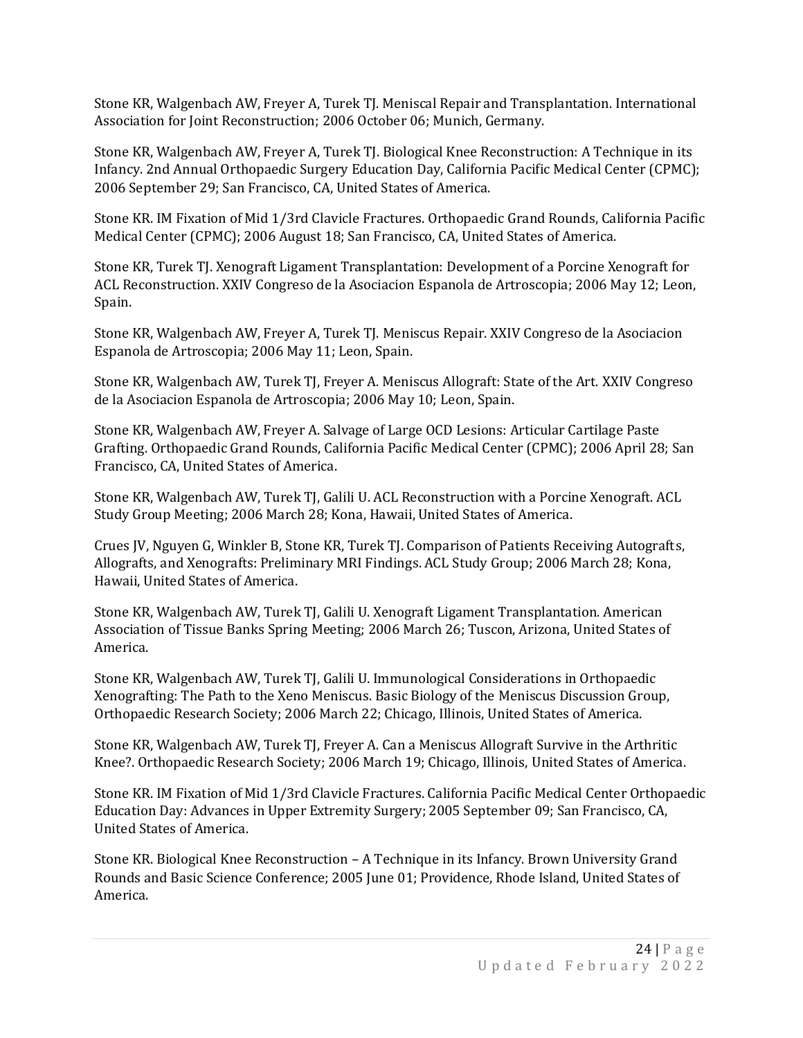Stone KR, Walgenbach AW, Freyer A, Turek TJ. Meniscal Repair and Transplantation. International Association for Joint Reconstruction; 2006 October 06; Munich, Germany.

Stone KR, Walgenbach AW, Freyer A, Turek TJ. Biological Knee Reconstruction: A Technique in its Infancy. 2nd Annual Orthopaedic Surgery Education Day, California Pacific Medical Center (CPMC); 2006 September 29; San Francisco, CA, United States of America.

Stone KR. IM Fixation of Mid 1/3rd Clavicle Fractures. Orthopaedic Grand Rounds, California Pacific Medical Center (CPMC); 2006 August 18; San Francisco, CA, United States of America.

Stone KR, Turek TJ. Xenograft Ligament Transplantation: Development of a Porcine Xenograft for ACL Reconstruction. XXIV Congreso de la Asociacion Espanola de Artroscopia; 2006 May 12; Leon, Spain.

Stone KR, Walgenbach AW, Freyer A, Turek TJ. Meniscus Repair. XXIV Congreso de la Asociacion Espanola de Artroscopia; 2006 May 11; Leon, Spain.

Stone KR, Walgenbach AW, Turek TJ, Freyer A. Meniscus Allograft: State of the Art. XXIV Congreso de la Asociacion Espanola de Artroscopia; 2006 May 10; Leon, Spain.

Stone KR, Walgenbach AW, Freyer A. Salvage of Large OCD Lesions: Articular Cartilage Paste Grafting. Orthopaedic Grand Rounds, California Pacific Medical Center (CPMC); 2006 April 28; San Francisco, CA, United States of America.

Stone KR, Walgenbach AW, Turek TJ, Galili U. ACL Reconstruction with a Porcine Xenograft. ACL Study Group Meeting; 2006 March 28; Kona, Hawaii, United States of America.

Crues JV, Nguyen G, Winkler B, Stone KR, Turek TJ. Comparison of Patients Receiving Autografts, Allografts, and Xenografts: Preliminary MRI Findings. ACL Study Group; 2006 March 28; Kona, Hawaii, United States of America.

Stone KR, Walgenbach AW, Turek TJ, Galili U. Xenograft Ligament Transplantation. American Association of Tissue Banks Spring Meeting; 2006 March 26; Tuscon, Arizona, United States of America.

Stone KR, Walgenbach AW, Turek TJ, Galili U. Immunological Considerations in Orthopaedic Xenografting: The Path to the Xeno Meniscus. Basic Biology of the Meniscus Discussion Group, Orthopaedic Research Society; 2006 March 22; Chicago, Illinois, United States of America.

Stone KR, Walgenbach AW, Turek TJ, Freyer A. Can a Meniscus Allograft Survive in the Arthritic Knee?. Orthopaedic Research Society; 2006 March 19; Chicago, Illinois, United States of America.

Stone KR. IM Fixation of Mid 1/3rd Clavicle Fractures. California Pacific Medical Center Orthopaedic Education Day: Advances in Upper Extremity Surgery; 2005 September 09; San Francisco, CA, United States of America.

Stone KR. Biological Knee Reconstruction – A Technique in its Infancy. Brown University Grand Rounds and Basic Science Conference; 2005 June 01; Providence, Rhode Island, United States of America.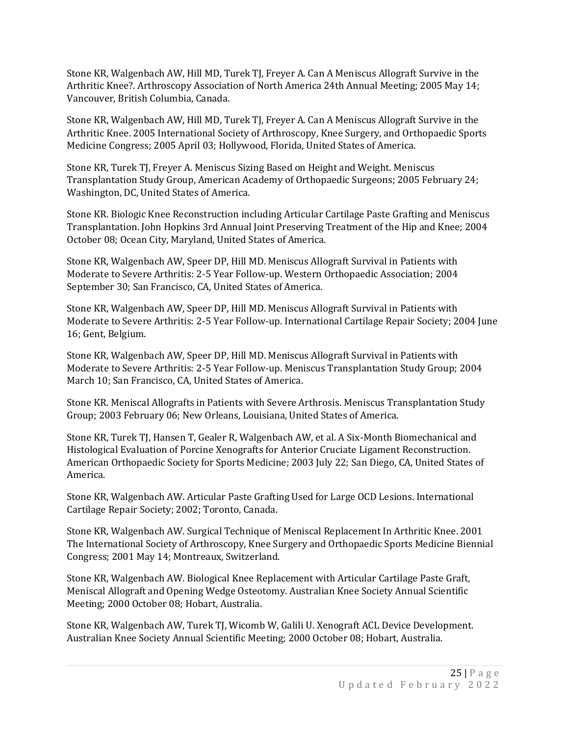Stone KR, Walgenbach AW, Hill MD, Turek TJ, Freyer A. Can A Meniscus Allograft Survive in the Arthritic Knee?. Arthroscopy Association of North America 24th Annual Meeting; 2005 May 14; Vancouver, British Columbia, Canada.

Stone KR, Walgenbach AW, Hill MD, Turek TJ, Freyer A. Can A Meniscus Allograft Survive in the Arthritic Knee. 2005 International Society of Arthroscopy, Knee Surgery, and Orthopaedic Sports Medicine Congress; 2005 April 03; Hollywood, Florida, United States of America.

Stone KR, Turek TJ, Freyer A. Meniscus Sizing Based on Height and Weight. Meniscus Transplantation Study Group, American Academy of Orthopaedic Surgeons; 2005 February 24; Washington, DC, United States of America.

Stone KR. Biologic Knee Reconstruction including Articular Cartilage Paste Grafting and Meniscus Transplantation. John Hopkins 3rd Annual Joint Preserving Treatment of the Hip and Knee; 2004 October 08; Ocean City, Maryland, United States of America.

Stone KR, Walgenbach AW, Speer DP, Hill MD. Meniscus Allograft Survival in Patients with Moderate to Severe Arthritis: 2-5 Year Follow-up. Western Orthopaedic Association; 2004 September 30; San Francisco, CA, United States of America.

Stone KR, Walgenbach AW, Speer DP, Hill MD. Meniscus Allograft Survival in Patients with Moderate to Severe Arthritis: 2-5 Year Follow-up. International Cartilage Repair Society; 2004 June 16; Gent, Belgium.

Stone KR, Walgenbach AW, Speer DP, Hill MD. Meniscus Allograft Survival in Patients with Moderate to Severe Arthritis: 2-5 Year Follow-up. Meniscus Transplantation Study Group; 2004 March 10; San Francisco, CA, United States of America.

Stone KR. Meniscal Allografts in Patients with Severe Arthrosis. Meniscus Transplantation Study Group; 2003 February 06; New Orleans, Louisiana, United States of America.

Stone KR, Turek TJ, Hansen T, Gealer R, Walgenbach AW, et al. A Six-Month Biomechanical and Histological Evaluation of Porcine Xenografts for Anterior Cruciate Ligament Reconstruction. American Orthopaedic Society for Sports Medicine; 2003 July 22; San Diego, CA, United States of America.

Stone KR, Walgenbach AW. Articular Paste Grafting Used for Large OCD Lesions. International Cartilage Repair Society; 2002; Toronto, Canada.

Stone KR, Walgenbach AW. Surgical Technique of Meniscal Replacement In Arthritic Knee. 2001 The International Society of Arthroscopy, Knee Surgery and Orthopaedic Sports Medicine Biennial Congress; 2001 May 14; Montreaux, Switzerland.

Stone KR, Walgenbach AW. Biological Knee Replacement with Articular Cartilage Paste Graft, Meniscal Allograft and Opening Wedge Osteotomy. Australian Knee Society Annual Scientific Meeting; 2000 October 08; Hobart, Australia.

Stone KR, Walgenbach AW, Turek TJ, Wicomb W, Galili U. Xenograft ACL Device Development. Australian Knee Society Annual Scientific Meeting; 2000 October 08; Hobart, Australia.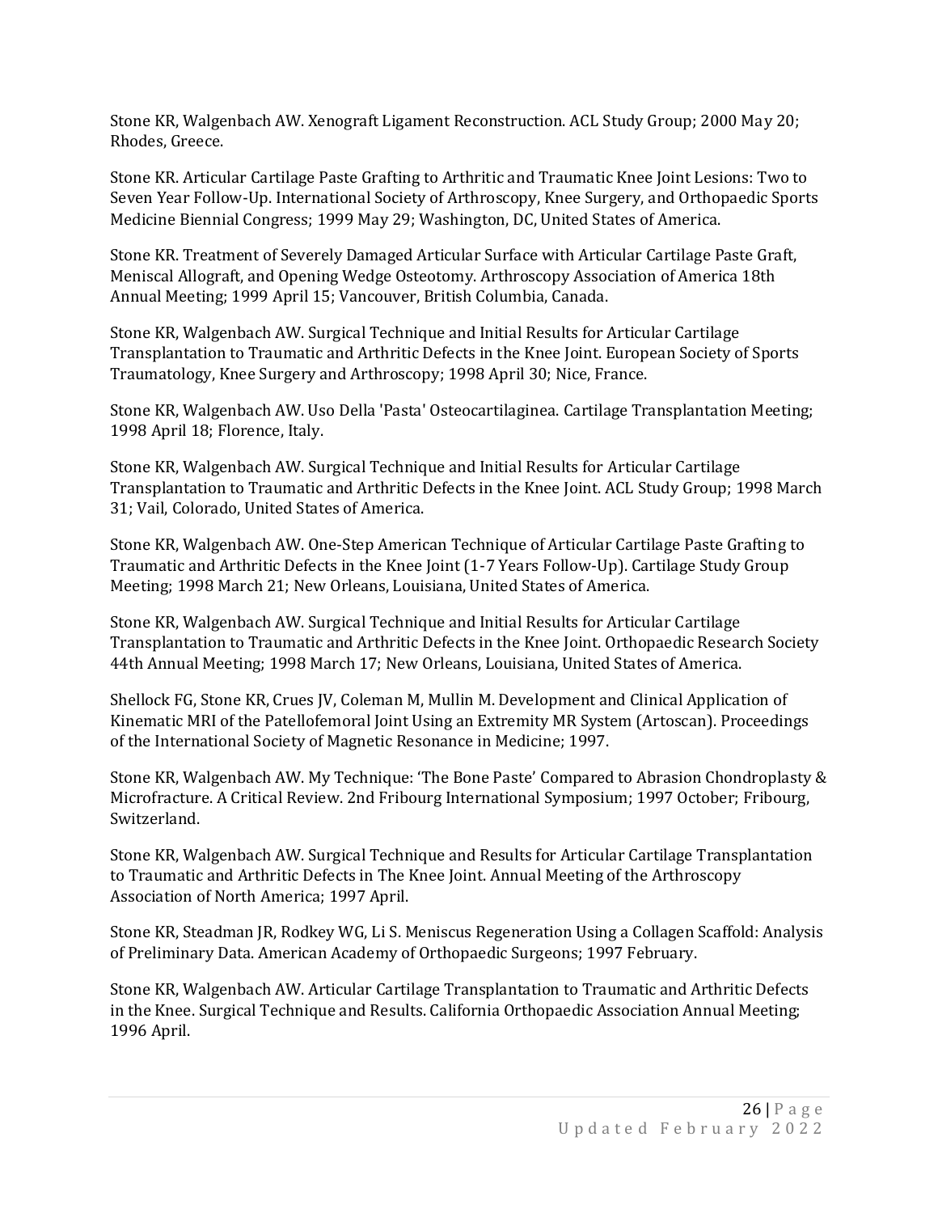Stone KR, Walgenbach AW. Xenograft Ligament Reconstruction. ACL Study Group; 2000 May 20; Rhodes, Greece.

Stone KR. Articular Cartilage Paste Grafting to Arthritic and Traumatic Knee Joint Lesions: Two to Seven Year Follow-Up. International Society of Arthroscopy, Knee Surgery, and Orthopaedic Sports Medicine Biennial Congress; 1999 May 29; Washington, DC, United States of America.

Stone KR. Treatment of Severely Damaged Articular Surface with Articular Cartilage Paste Graft, Meniscal Allograft, and Opening Wedge Osteotomy. Arthroscopy Association of America 18th Annual Meeting; 1999 April 15; Vancouver, British Columbia, Canada.

Stone KR, Walgenbach AW. Surgical Technique and Initial Results for Articular Cartilage Transplantation to Traumatic and Arthritic Defects in the Knee Joint. European Society of Sports Traumatology, Knee Surgery and Arthroscopy; 1998 April 30; Nice, France.

Stone KR, Walgenbach AW. Uso Della 'Pasta' Osteocartilaginea. Cartilage Transplantation Meeting; 1998 April 18; Florence, Italy.

Stone KR, Walgenbach AW. Surgical Technique and Initial Results for Articular Cartilage Transplantation to Traumatic and Arthritic Defects in the Knee Joint. ACL Study Group; 1998 March 31; Vail, Colorado, United States of America.

Stone KR, Walgenbach AW. One-Step American Technique of Articular Cartilage Paste Grafting to Traumatic and Arthritic Defects in the Knee Joint (1-7 Years Follow-Up). Cartilage Study Group Meeting; 1998 March 21; New Orleans, Louisiana, United States of America.

Stone KR, Walgenbach AW. Surgical Technique and Initial Results for Articular Cartilage Transplantation to Traumatic and Arthritic Defects in the Knee Joint. Orthopaedic Research Society 44th Annual Meeting; 1998 March 17; New Orleans, Louisiana, United States of America.

Shellock FG, Stone KR, Crues JV, Coleman M, Mullin M. Development and Clinical Application of Kinematic MRI of the Patellofemoral Joint Using an Extremity MR System (Artoscan). Proceedings of the International Society of Magnetic Resonance in Medicine; 1997.

Stone KR, Walgenbach AW. My Technique: 'The Bone Paste' Compared to Abrasion Chondroplasty & Microfracture. A Critical Review. 2nd Fribourg International Symposium; 1997 October; Fribourg, Switzerland.

Stone KR, Walgenbach AW. Surgical Technique and Results for Articular Cartilage Transplantation to Traumatic and Arthritic Defects in The Knee Joint. Annual Meeting of the Arthroscopy Association of North America; 1997 April.

Stone KR, Steadman JR, Rodkey WG, Li S. Meniscus Regeneration Using a Collagen Scaffold: Analysis of Preliminary Data. American Academy of Orthopaedic Surgeons; 1997 February.

Stone KR, Walgenbach AW. Articular Cartilage Transplantation to Traumatic and Arthritic Defects in the Knee. Surgical Technique and Results. California Orthopaedic Association Annual Meeting; 1996 April.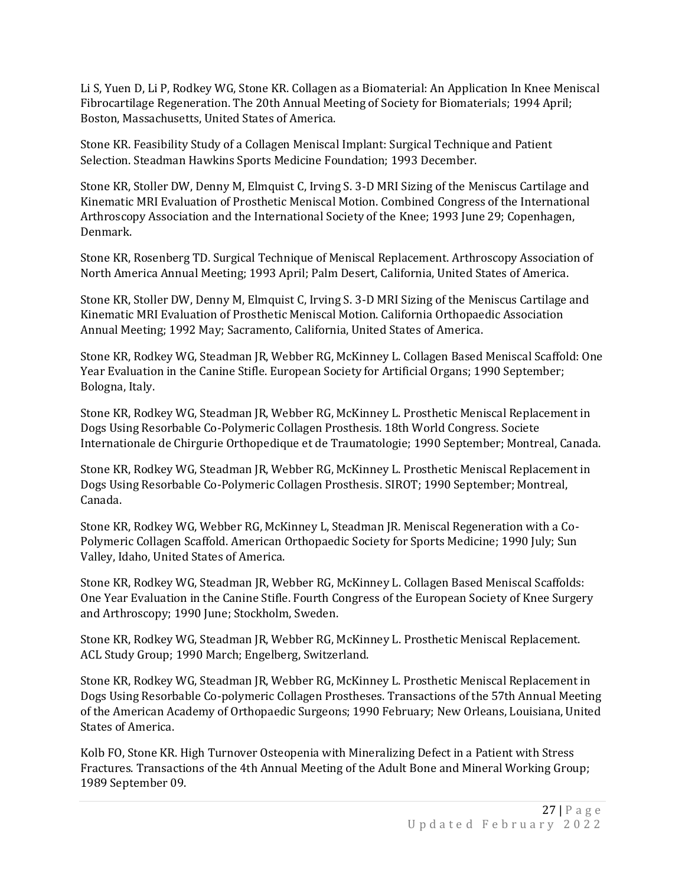Li S, Yuen D, Li P, Rodkey WG, Stone KR. Collagen as a Biomaterial: An Application In Knee Meniscal Fibrocartilage Regeneration. The 20th Annual Meeting of Society for Biomaterials; 1994 April; Boston, Massachusetts, United States of America.

Stone KR. Feasibility Study of a Collagen Meniscal Implant: Surgical Technique and Patient Selection. Steadman Hawkins Sports Medicine Foundation; 1993 December.

Stone KR, Stoller DW, Denny M, Elmquist C, Irving S. 3-D MRI Sizing of the Meniscus Cartilage and Kinematic MRI Evaluation of Prosthetic Meniscal Motion. Combined Congress of the International Arthroscopy Association and the International Society of the Knee; 1993 June 29; Copenhagen, Denmark.

Stone KR, Rosenberg TD. Surgical Technique of Meniscal Replacement. Arthroscopy Association of North America Annual Meeting; 1993 April; Palm Desert, California, United States of America.

Stone KR, Stoller DW, Denny M, Elmquist C, Irving S. 3-D MRI Sizing of the Meniscus Cartilage and Kinematic MRI Evaluation of Prosthetic Meniscal Motion. California Orthopaedic Association Annual Meeting; 1992 May; Sacramento, California, United States of America.

Stone KR, Rodkey WG, Steadman JR, Webber RG, McKinney L. Collagen Based Meniscal Scaffold: One Year Evaluation in the Canine Stifle. European Society for Artificial Organs; 1990 September; Bologna, Italy.

Stone KR, Rodkey WG, Steadman JR, Webber RG, McKinney L. Prosthetic Meniscal Replacement in Dogs Using Resorbable Co-Polymeric Collagen Prosthesis. 18th World Congress. Societe Internationale de Chirgurie Orthopedique et de Traumatologie; 1990 September; Montreal, Canada.

Stone KR, Rodkey WG, Steadman JR, Webber RG, McKinney L. Prosthetic Meniscal Replacement in Dogs Using Resorbable Co-Polymeric Collagen Prosthesis. SIROT; 1990 September; Montreal, Canada.

Stone KR, Rodkey WG, Webber RG, McKinney L, Steadman JR. Meniscal Regeneration with a Co-Polymeric Collagen Scaffold. American Orthopaedic Society for Sports Medicine; 1990 July; Sun Valley, Idaho, United States of America.

Stone KR, Rodkey WG, Steadman JR, Webber RG, McKinney L. Collagen Based Meniscal Scaffolds: One Year Evaluation in the Canine Stifle. Fourth Congress of the European Society of Knee Surgery and Arthroscopy; 1990 June; Stockholm, Sweden.

Stone KR, Rodkey WG, Steadman JR, Webber RG, McKinney L. Prosthetic Meniscal Replacement. ACL Study Group; 1990 March; Engelberg, Switzerland.

Stone KR, Rodkey WG, Steadman JR, Webber RG, McKinney L. Prosthetic Meniscal Replacement in Dogs Using Resorbable Co-polymeric Collagen Prostheses. Transactions of the 57th Annual Meeting of the American Academy of Orthopaedic Surgeons; 1990 February; New Orleans, Louisiana, United States of America.

Kolb FO, Stone KR. High Turnover Osteopenia with Mineralizing Defect in a Patient with Stress Fractures. Transactions of the 4th Annual Meeting of the Adult Bone and Mineral Working Group; 1989 September 09.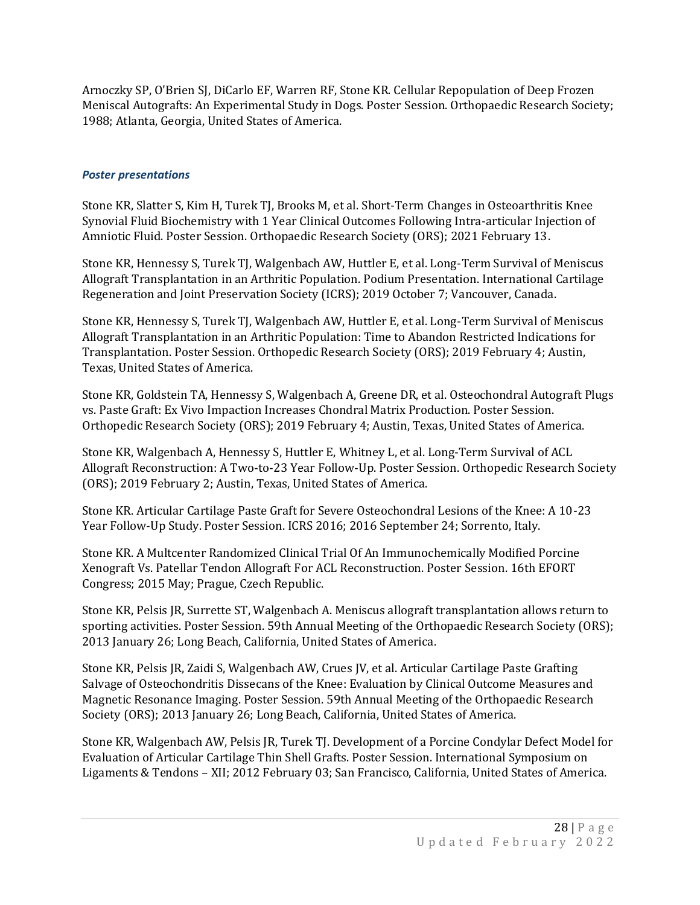Arnoczky SP, O'Brien SJ, DiCarlo EF, Warren RF, Stone KR. Cellular Repopulation of Deep Frozen Meniscal Autografts: An Experimental Study in Dogs. Poster Session. Orthopaedic Research Society; 1988; Atlanta, Georgia, United States of America.

### *Poster presentations*

Stone KR, Slatter S, Kim H, Turek TJ, Brooks M, et al. Short-Term Changes in Osteoarthritis Knee Synovial Fluid Biochemistry with 1 Year Clinical Outcomes Following Intra-articular Injection of Amniotic Fluid. Poster Session. Orthopaedic Research Society (ORS); 2021 February 13.

Stone KR, Hennessy S, Turek TJ, Walgenbach AW, Huttler E, et al. Long-Term Survival of Meniscus Allograft Transplantation in an Arthritic Population. Podium Presentation. International Cartilage Regeneration and Joint Preservation Society (ICRS); 2019 October 7; Vancouver, Canada.

Stone KR, Hennessy S, Turek TJ, Walgenbach AW, Huttler E, et al. Long-Term Survival of Meniscus Allograft Transplantation in an Arthritic Population: Time to Abandon Restricted Indications for Transplantation. Poster Session. Orthopedic Research Society (ORS); 2019 February 4; Austin, Texas, United States of America.

Stone KR, Goldstein TA, Hennessy S, Walgenbach A, Greene DR, et al. Osteochondral Autograft Plugs vs. Paste Graft: Ex Vivo Impaction Increases Chondral Matrix Production. Poster Session. Orthopedic Research Society (ORS); 2019 February 4; Austin, Texas, United States of America.

Stone KR, Walgenbach A, Hennessy S, Huttler E, Whitney L, et al. Long-Term Survival of ACL Allograft Reconstruction: A Two-to-23 Year Follow-Up. Poster Session. Orthopedic Research Society (ORS); 2019 February 2; Austin, Texas, United States of America.

Stone KR. Articular Cartilage Paste Graft for Severe Osteochondral Lesions of the Knee: A 10-23 Year Follow-Up Study. Poster Session. ICRS 2016; 2016 September 24; Sorrento, Italy.

Stone KR. A Multcenter Randomized Clinical Trial Of An Immunochemically Modified Porcine Xenograft Vs. Patellar Tendon Allograft For ACL Reconstruction. Poster Session. 16th EFORT Congress; 2015 May; Prague, Czech Republic.

Stone KR, Pelsis JR, Surrette ST, Walgenbach A. Meniscus allograft transplantation allows return to sporting activities. Poster Session. 59th Annual Meeting of the Orthopaedic Research Society (ORS); 2013 January 26; Long Beach, California, United States of America.

Stone KR, Pelsis JR, Zaidi S, Walgenbach AW, Crues JV, et al. Articular Cartilage Paste Grafting Salvage of Osteochondritis Dissecans of the Knee: Evaluation by Clinical Outcome Measures and Magnetic Resonance Imaging. Poster Session. 59th Annual Meeting of the Orthopaedic Research Society (ORS); 2013 January 26; Long Beach, California, United States of America.

Stone KR, Walgenbach AW, Pelsis JR, Turek TJ. Development of a Porcine Condylar Defect Model for Evaluation of Articular Cartilage Thin Shell Grafts. Poster Session. International Symposium on Ligaments & Tendons – XII; 2012 February 03; San Francisco, California, United States of America.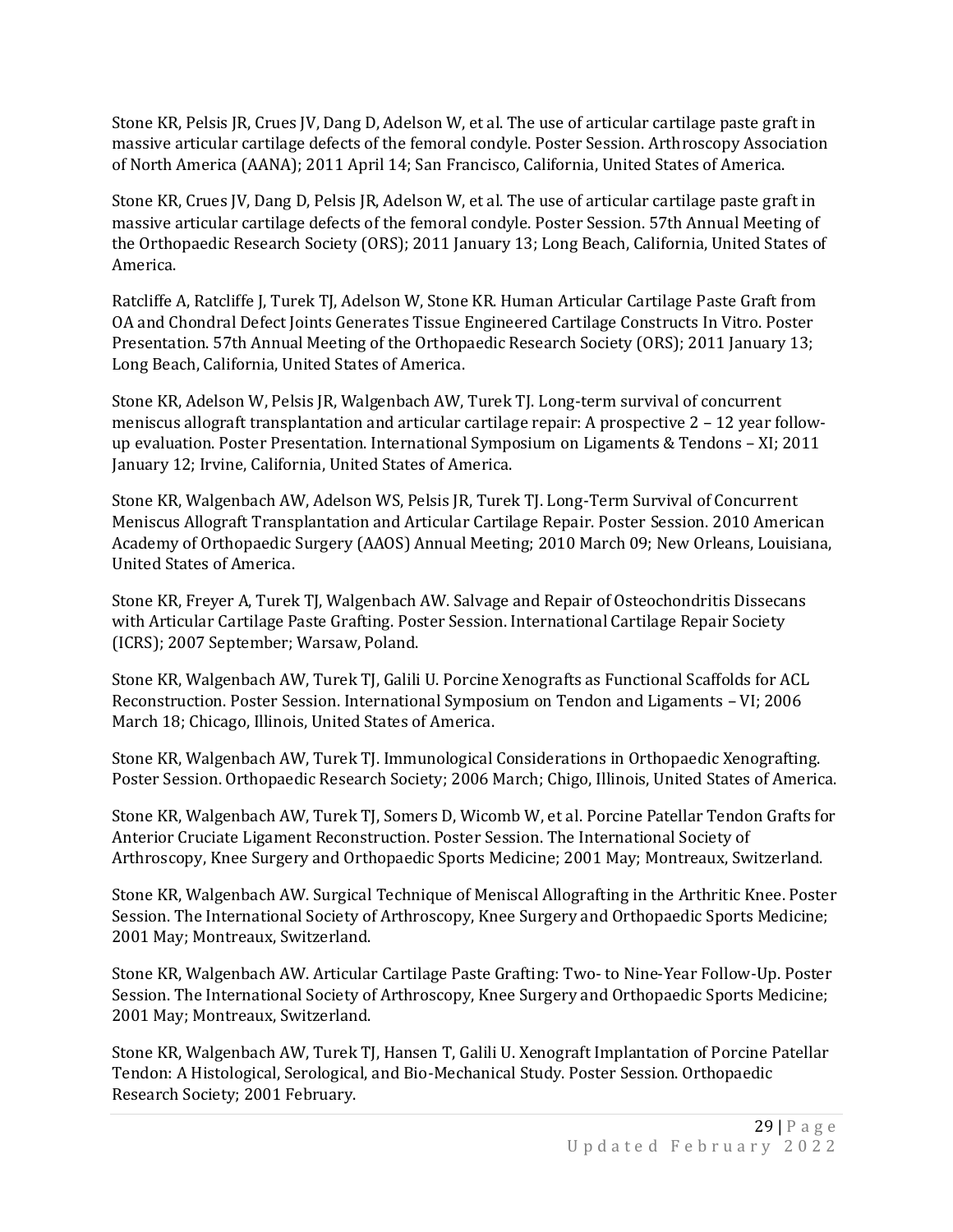Stone KR, Pelsis JR, Crues JV, Dang D, Adelson W, et al. The use of articular cartilage paste graft in massive articular cartilage defects of the femoral condyle. Poster Session. Arthroscopy Association of North America (AANA); 2011 April 14; San Francisco, California, United States of America.

Stone KR, Crues JV, Dang D, Pelsis JR, Adelson W, et al. The use of articular cartilage paste graft in massive articular cartilage defects of the femoral condyle. Poster Session. 57th Annual Meeting of the Orthopaedic Research Society (ORS); 2011 January 13; Long Beach, California, United States of America.

Ratcliffe A, Ratcliffe J, Turek TJ, Adelson W, Stone KR. Human Articular Cartilage Paste Graft from OA and Chondral Defect Joints Generates Tissue Engineered Cartilage Constructs In Vitro. Poster Presentation. 57th Annual Meeting of the Orthopaedic Research Society (ORS); 2011 January 13; Long Beach, California, United States of America.

Stone KR, Adelson W, Pelsis JR, Walgenbach AW, Turek TJ. Long-term survival of concurrent meniscus allograft transplantation and articular cartilage repair: A prospective 2 – 12 year follow-up evaluation. Poster Presentation. International Symposium on Ligaments & Tendons – XI; 2011 January 12; Irvine, California, United States of America.

Stone KR, Walgenbach AW, Adelson WS, Pelsis JR, Turek TJ. Long-Term Survival of Concurrent Meniscus Allograft Transplantation and Articular Cartilage Repair. Poster Session. 2010 American Academy of Orthopaedic Surgery (AAOS) Annual Meeting; 2010 March 09; New Orleans, Louisiana, United States of America.

Stone KR, Freyer A, Turek TJ, Walgenbach AW. Salvage and Repair of Osteochondritis Dissecans with Articular Cartilage Paste Grafting. Poster Session. International Cartilage Repair Society (ICRS); 2007 September; Warsaw, Poland.

Stone KR, Walgenbach AW, Turek TJ, Galili U. Porcine Xenografts as Functional Scaffolds for ACL Reconstruction. Poster Session. International Symposium on Tendon and Ligaments – VI; 2006 March 18; Chicago, Illinois, United States of America.

Stone KR, Walgenbach AW, Turek TJ. Immunological Considerations in Orthopaedic Xenografting. Poster Session. Orthopaedic Research Society; 2006 March; Chigo, Illinois, United States of America.

Stone KR, Walgenbach AW, Turek TJ, Somers D, Wicomb W, et al. Porcine Patellar Tendon Grafts for Anterior Cruciate Ligament Reconstruction. Poster Session. The International Society of Arthroscopy, Knee Surgery and Orthopaedic Sports Medicine; 2001 May; Montreaux, Switzerland.

Stone KR, Walgenbach AW. Surgical Technique of Meniscal Allografting in the Arthritic Knee. Poster Session. The International Society of Arthroscopy, Knee Surgery and Orthopaedic Sports Medicine; 2001 May; Montreaux, Switzerland.

Stone KR, Walgenbach AW. Articular Cartilage Paste Grafting: Two- to Nine-Year Follow-Up. Poster Session. The International Society of Arthroscopy, Knee Surgery and Orthopaedic Sports Medicine; 2001 May; Montreaux, Switzerland.

Stone KR, Walgenbach AW, Turek TJ, Hansen T, Galili U. Xenograft Implantation of Porcine Patellar Tendon: A Histological, Serological, and Bio-Mechanical Study. Poster Session. Orthopaedic Research Society; 2001 February.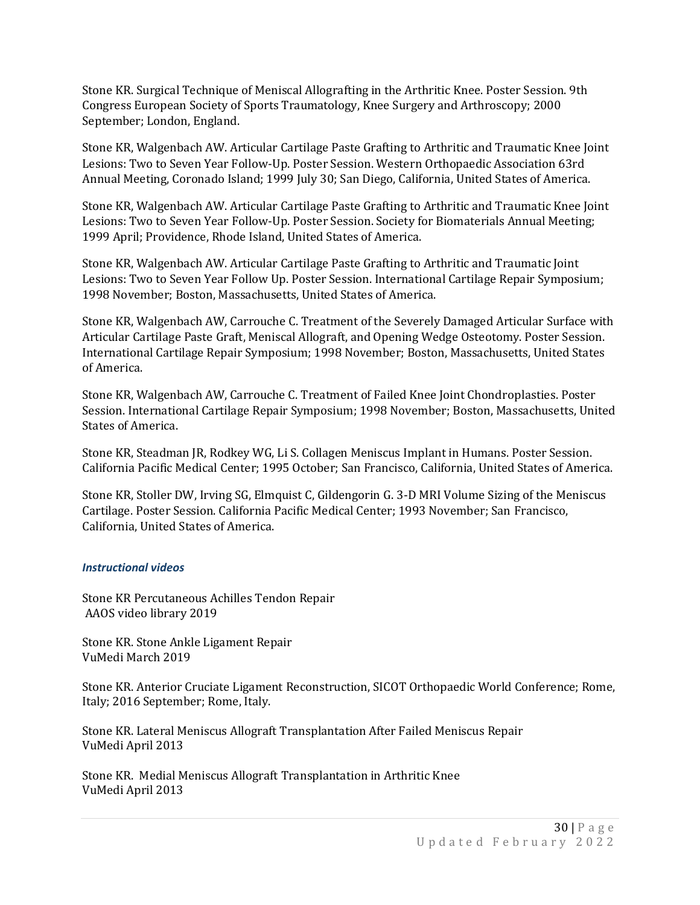Stone KR. Surgical Technique of Meniscal Allografting in the Arthritic Knee. Poster Session. 9th Congress European Society of Sports Traumatology, Knee Surgery and Arthroscopy; 2000 September; London, England.

Stone KR, Walgenbach AW. Articular Cartilage Paste Grafting to Arthritic and Traumatic Knee Joint Lesions: Two to Seven Year Follow-Up. Poster Session. Western Orthopaedic Association 63rd Annual Meeting, Coronado Island; 1999 July 30; San Diego, California, United States of America.

Stone KR, Walgenbach AW. Articular Cartilage Paste Grafting to Arthritic and Traumatic Knee Joint Lesions: Two to Seven Year Follow-Up. Poster Session. Society for Biomaterials Annual Meeting; 1999 April; Providence, Rhode Island, United States of America.

Stone KR, Walgenbach AW. Articular Cartilage Paste Grafting to Arthritic and Traumatic Joint Lesions: Two to Seven Year Follow Up. Poster Session. International Cartilage Repair Symposium; 1998 November; Boston, Massachusetts, United States of America.

Stone KR, Walgenbach AW, Carrouche C. Treatment of the Severely Damaged Articular Surface with Articular Cartilage Paste Graft, Meniscal Allograft, and Opening Wedge Osteotomy. Poster Session. International Cartilage Repair Symposium; 1998 November; Boston, Massachusetts, United States of America.

Stone KR, Walgenbach AW, Carrouche C. Treatment of Failed Knee Joint Chondroplasties. Poster Session. International Cartilage Repair Symposium; 1998 November; Boston, Massachusetts, United States of America.

Stone KR, Steadman JR, Rodkey WG, Li S. Collagen Meniscus Implant in Humans. Poster Session. California Pacific Medical Center; 1995 October; San Francisco, California, United States of America.

Stone KR, Stoller DW, Irving SG, Elmquist C, Gildengorin G. 3-D MRI Volume Sizing of the Meniscus Cartilage. Poster Session. California Pacific Medical Center; 1993 November; San Francisco, California, United States of America.

### *Instructional videos*

Stone KR Percutaneous Achilles Tendon Repair
AAOS video library 2019

Stone KR. Stone Ankle Ligament Repair
VuMedi March 2019

Stone KR. Anterior Cruciate Ligament Reconstruction, SICOT Orthopaedic World Conference; Rome, Italy; 2016 September; Rome, Italy.

Stone KR. Lateral Meniscus Allograft Transplantation After Failed Meniscus Repair
VuMedi April 2013

Stone KR. Medial Meniscus Allograft Transplantation in Arthritic Knee
VuMedi April 2013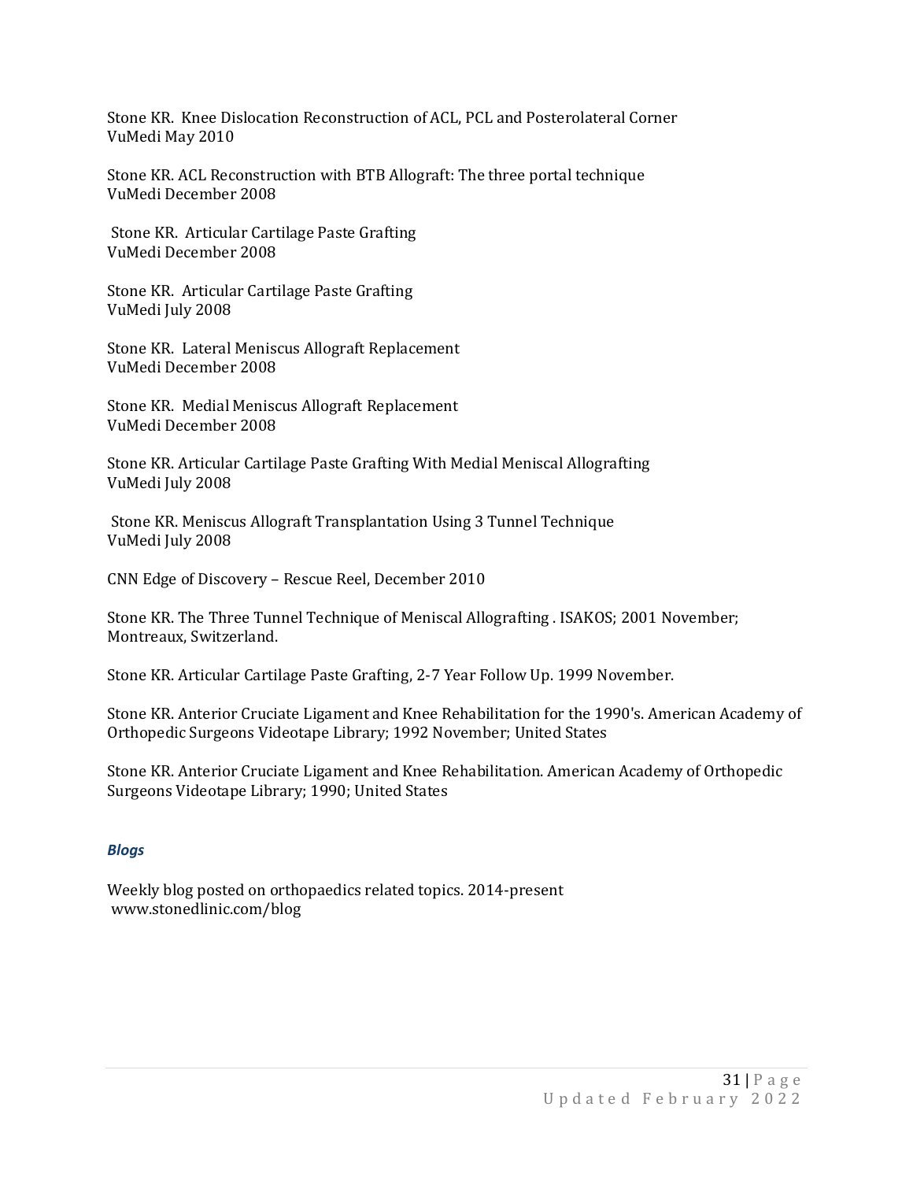Stone KR. Knee Dislocation Reconstruction of ACL, PCL and Posterolateral Corner
VuMedi May 2010

Stone KR. ACL Reconstruction with BTB Allograft: The three portal technique
VuMedi December 2008

Stone KR. Articular Cartilage Paste Grafting
VuMedi December 2008

Stone KR. Articular Cartilage Paste Grafting
VuMedi July 2008

Stone KR. Lateral Meniscus Allograft Replacement
VuMedi December 2008

Stone KR. Medial Meniscus Allograft Replacement
VuMedi December 2008

Stone KR. Articular Cartilage Paste Grafting With Medial Meniscal Allografting
VuMedi July 2008

Stone KR. Meniscus Allograft Transplantation Using 3 Tunnel Technique
VuMedi July 2008

CNN Edge of Discovery – Rescue Reel, December 2010

Stone KR. The Three Tunnel Technique of Meniscal Allografting . ISAKOS; 2001 November; Montreaux, Switzerland.

Stone KR. Articular Cartilage Paste Grafting, 2-7 Year Follow Up. 1999 November.

Stone KR. Anterior Cruciate Ligament and Knee Rehabilitation for the 1990's. American Academy of Orthopedic Surgeons Videotape Library; 1992 November; United States

Stone KR. Anterior Cruciate Ligament and Knee Rehabilitation. American Academy of Orthopedic Surgeons Videotape Library; 1990; United States

### *Blogs*

Weekly blog posted on orthopaedics related topics. 2014-present
www.stonedlinic.com/blog